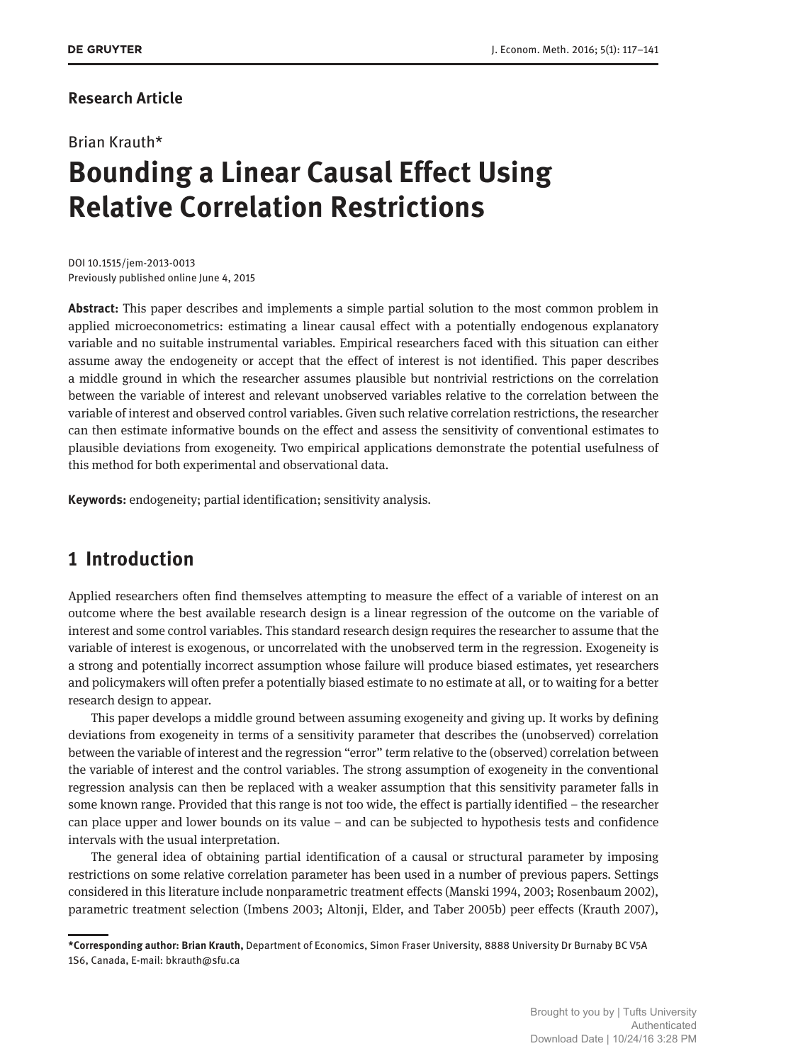**Research Article**

Brian Krauth*

# Bounding a Linear Causal Effect Using Relative Correlation Restrictions

DOI 10.1515/jem-2013-0013
Previously published online June 4, 2015

**Abstract:** This paper describes and implements a simple partial solution to the most common problem in applied microeconometrics: estimating a linear causal effect with a potentially endogenous explanatory variable and no suitable instrumental variables. Empirical researchers faced with this situation can either assume away the endogeneity or accept that the effect of interest is not identified. This paper describes a middle ground in which the researcher assumes plausible but nontrivial restrictions on the correlation between the variable of interest and relevant unobserved variables relative to the correlation between the variable of interest and observed control variables. Given such relative correlation restrictions, the researcher can then estimate informative bounds on the effect and assess the sensitivity of conventional estimates to plausible deviations from exogeneity. Two empirical applications demonstrate the potential usefulness of this method for both experimental and observational data.

**Keywords:** endogeneity; partial identification; sensitivity analysis.

## 1 Introduction

Applied researchers often find themselves attempting to measure the effect of a variable of interest on an outcome where the best available research design is a linear regression of the outcome on the variable of interest and some control variables. This standard research design requires the researcher to assume that the variable of interest is exogenous, or uncorrelated with the unobserved term in the regression. Exogeneity is a strong and potentially incorrect assumption whose failure will produce biased estimates, yet researchers and policymakers will often prefer a potentially biased estimate to no estimate at all, or to waiting for a better research design to appear.

This paper develops a middle ground between assuming exogeneity and giving up. It works by defining deviations from exogeneity in terms of a sensitivity parameter that describes the (unobserved) correlation between the variable of interest and the regression "error" term relative to the (observed) correlation between the variable of interest and the control variables. The strong assumption of exogeneity in the conventional regression analysis can then be replaced with a weaker assumption that this sensitivity parameter falls in some known range. Provided that this range is not too wide, the effect is partially identified – the researcher can place upper and lower bounds on its value – and can be subjected to hypothesis tests and confidence intervals with the usual interpretation.

The general idea of obtaining partial identification of a causal or structural parameter by imposing restrictions on some relative correlation parameter has been used in a number of previous papers. Settings considered in this literature include nonparametric treatment effects (Manski 1994, 2003; Rosenbaum 2002), parametric treatment selection (Imbens 2003; Altonji, Elder, and Taber 2005b) peer effects (Krauth 2007),

**\*Corresponding author: Brian Krauth,** Department of Economics, Simon Fraser University, 8888 University Dr Burnaby BC V5A 1S6, Canada, E-mail: bkrauth@sfu.ca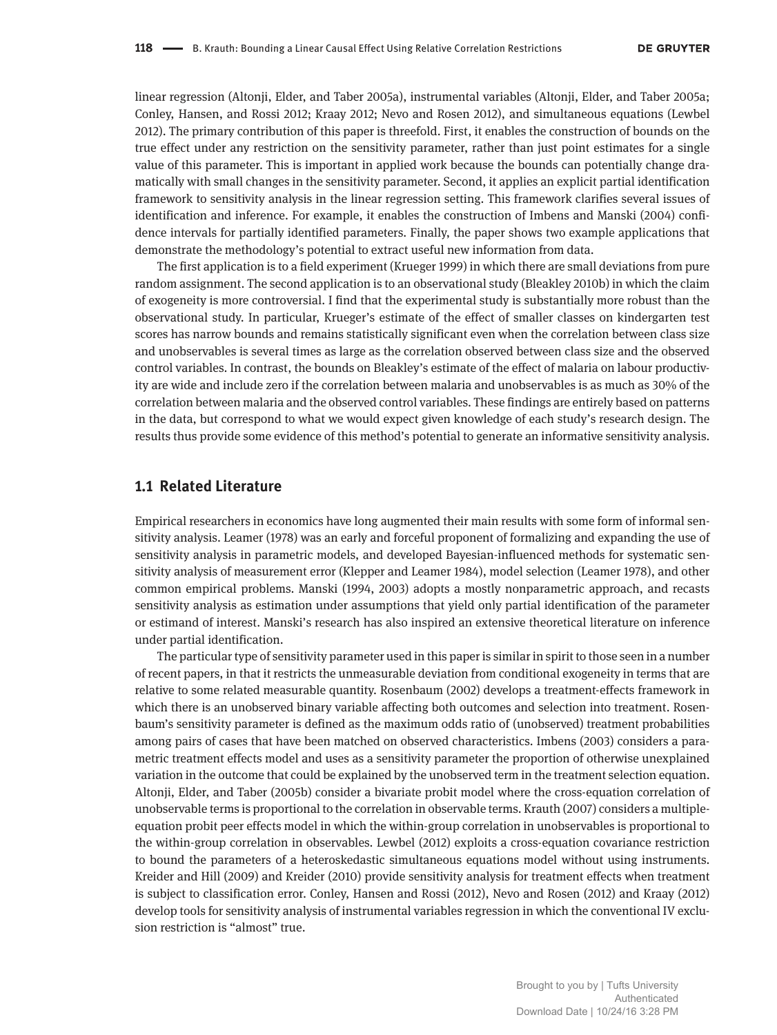linear regression (Altonji, Elder, and Taber 2005a), instrumental variables (Altonji, Elder, and Taber 2005a; Conley, Hansen, and Rossi 2012; Kraay 2012; Nevo and Rosen 2012), and simultaneous equations (Lewbel 2012). The primary contribution of this paper is threefold. First, it enables the construction of bounds on the true effect under any restriction on the sensitivity parameter, rather than just point estimates for a single value of this parameter. This is important in applied work because the bounds can potentially change dramatically with small changes in the sensitivity parameter. Second, it applies an explicit partial identification framework to sensitivity analysis in the linear regression setting. This framework clarifies several issues of identification and inference. For example, it enables the construction of Imbens and Manski (2004) confidence intervals for partially identified parameters. Finally, the paper shows two example applications that demonstrate the methodology's potential to extract useful new information from data.

The first application is to a field experiment (Krueger 1999) in which there are small deviations from pure random assignment. The second application is to an observational study (Bleakley 2010b) in which the claim of exogeneity is more controversial. I find that the experimental study is substantially more robust than the observational study. In particular, Krueger's estimate of the effect of smaller classes on kindergarten test scores has narrow bounds and remains statistically significant even when the correlation between class size and unobservables is several times as large as the correlation observed between class size and the observed control variables. In contrast, the bounds on Bleakley's estimate of the effect of malaria on labour productivity are wide and include zero if the correlation between malaria and unobservables is as much as 30% of the correlation between malaria and the observed control variables. These findings are entirely based on patterns in the data, but correspond to what we would expect given knowledge of each study's research design. The results thus provide some evidence of this method's potential to generate an informative sensitivity analysis.

## 1.1 Related Literature

Empirical researchers in economics have long augmented their main results with some form of informal sensitivity analysis. Leamer (1978) was an early and forceful proponent of formalizing and expanding the use of sensitivity analysis in parametric models, and developed Bayesian-influenced methods for systematic sensitivity analysis of measurement error (Klepper and Leamer 1984), model selection (Leamer 1978), and other common empirical problems. Manski (1994, 2003) adopts a mostly nonparametric approach, and recasts sensitivity analysis as estimation under assumptions that yield only partial identification of the parameter or estimand of interest. Manski's research has also inspired an extensive theoretical literature on inference under partial identification.

The particular type of sensitivity parameter used in this paper is similar in spirit to those seen in a number of recent papers, in that it restricts the unmeasurable deviation from conditional exogeneity in terms that are relative to some related measurable quantity. Rosenbaum (2002) develops a treatment-effects framework in which there is an unobserved binary variable affecting both outcomes and selection into treatment. Rosenbaum's sensitivity parameter is defined as the maximum odds ratio of (unobserved) treatment probabilities among pairs of cases that have been matched on observed characteristics. Imbens (2003) considers a parametric treatment effects model and uses as a sensitivity parameter the proportion of otherwise unexplained variation in the outcome that could be explained by the unobserved term in the treatment selection equation. Altonji, Elder, and Taber (2005b) consider a bivariate probit model where the cross-equation correlation of unobservable terms is proportional to the correlation in observable terms. Krauth (2007) considers a multiple-equation probit peer effects model in which the within-group correlation in unobservables is proportional to the within-group correlation in observables. Lewbel (2012) exploits a cross-equation covariance restriction to bound the parameters of a heteroskedastic simultaneous equations model without using instruments. Kreider and Hill (2009) and Kreider (2010) provide sensitivity analysis for treatment effects when treatment is subject to classification error. Conley, Hansen and Rossi (2012), Nevo and Rosen (2012) and Kraay (2012) develop tools for sensitivity analysis of instrumental variables regression in which the conventional IV exclusion restriction is "almost" true.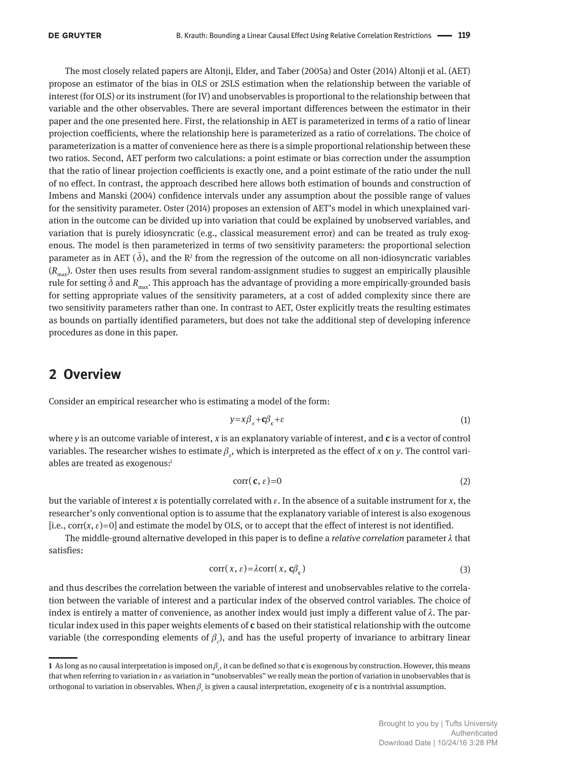The most closely related papers are Altonji, Elder, and Taber (2005a) and Oster (2014) Altonji et al. (AET) propose an estimator of the bias in OLS or 2SLS estimation when the relationship between the variable of interest (for OLS) or its instrument (for IV) and unobservables is proportional to the relationship between that variable and the other observables. There are several important differences between the estimator in their paper and the one presented here. First, the relationship in AET is parameterized in terms of a ratio of linear projection coefficients, where the relationship here is parameterized as a ratio of correlations. The choice of parameterization is a matter of convenience here as there is a simple proportional relationship between these two ratios. Second, AET perform two calculations: a point estimate or bias correction under the assumption that the ratio of linear projection coefficients is exactly one, and a point estimate of the ratio under the null of no effect. In contrast, the approach described here allows both estimation of bounds and construction of Imbens and Manski (2004) confidence intervals under any assumption about the possible range of values for the sensitivity parameter. Oster (2014) proposes an extension of AET's model in which unexplained variation in the outcome can be divided up into variation that could be explained by unobserved variables, and variation that is purely idiosyncratic (e.g., classical measurement error) and can be treated as truly exogenous. The model is then parameterized in terms of two sensitivity parameters: the proportional selection parameter as in AET ($\tilde{\delta}$), and the $R^2$ from the regression of the outcome on all non-idiosyncratic variables ($R_{max}$). Oster then uses results from several random-assignment studies to suggest an empirically plausible rule for setting $\tilde{\delta}$ and $R_{max}$. This approach has the advantage of providing a more empirically-grounded basis for setting appropriate values of the sensitivity parameters, at a cost of added complexity since there are two sensitivity parameters rather than one. In contrast to AET, Oster explicitly treats the resulting estimates as bounds on partially identified parameters, but does not take the additional step of developing inference procedures as done in this paper.

## 2 Overview

Consider an empirical researcher who is estimating a model of the form:

$$y = x\beta_x + \mathbf{c}\beta_{\mathbf{c}} + \varepsilon \tag{1}$$

where $y$ is an outcome variable of interest, $x$ is an explanatory variable of interest, and $\mathbf{c}$ is a vector of control variables. The researcher wishes to estimate $\beta_x$, which is interpreted as the effect of $x$ on $y$. The control variables are treated as exogenous:[1]

$$\text{corr}(\mathbf{c}, \varepsilon) = 0 \tag{2}$$

but the variable of interest $x$ is potentially correlated with $\varepsilon$. In the absence of a suitable instrument for $x$, the researcher's only conventional option is to assume that the explanatory variable of interest is also exogenous [i.e., $\text{corr}(x, \varepsilon) = 0$] and estimate the model by OLS, or to accept that the effect of interest is not identified.

The middle-ground alternative developed in this paper is to define a *relative correlation* parameter $\lambda$ that satisfies:

$$\text{corr}(x, \varepsilon) = \lambda \text{corr}(x, \mathbf{c}\beta_{\mathbf{c}}) \tag{3}$$

and thus describes the correlation between the variable of interest and unobservables relative to the correlation between the variable of interest and a particular index of the observed control variables. The choice of index is entirely a matter of convenience, as another index would just imply a different value of $\lambda$. The particular index used in this paper weights elements of $\mathbf{c}$ based on their statistical relationship with the outcome variable (the corresponding elements of $\beta_c$), and has the useful property of invariance to arbitrary linear

---

1 As long as no causal interpretation is imposed on $\beta_c$, it can be defined so that $\mathbf{c}$ is exogenous by construction. However, this means that when referring to variation in $\varepsilon$ as variation in "unobservables" we really mean the portion of variation in unobservables that is orthogonal to variation in observables. When $\beta_c$ is given a causal interpretation, exogeneity of $\mathbf{c}$ is a nontrivial assumption.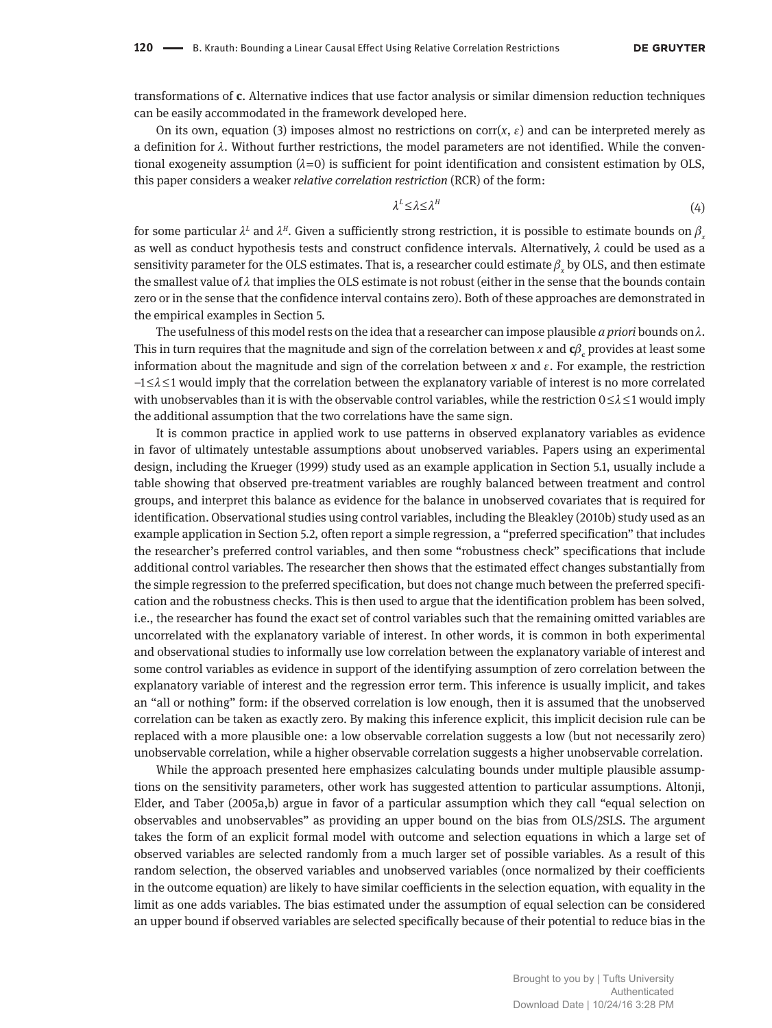transformations of **c**. Alternative indices that use factor analysis or similar dimension reduction techniques can be easily accommodated in the framework developed here.

On its own, equation (3) imposes almost no restrictions on corr($x$, $\varepsilon$) and can be interpreted merely as a definition for $\lambda$. Without further restrictions, the model parameters are not identified. While the conventional exogeneity assumption ($\lambda$=0) is sufficient for point identification and consistent estimation by OLS, this paper considers a weaker *relative correlation restriction* (RCR) of the form:

$$\lambda^L \leq \lambda \leq \lambda^H \tag{4}$$

for some particular $\lambda^L$ and $\lambda^H$. Given a sufficiently strong restriction, it is possible to estimate bounds on $\beta_x$ as well as conduct hypothesis tests and construct confidence intervals. Alternatively, $\lambda$ could be used as a sensitivity parameter for the OLS estimates. That is, a researcher could estimate $\beta_x$ by OLS, and then estimate the smallest value of $\lambda$ that implies the OLS estimate is not robust (either in the sense that the bounds contain zero or in the sense that the confidence interval contains zero). Both of these approaches are demonstrated in the empirical examples in Section 5.

The usefulness of this model rests on the idea that a researcher can impose plausible *a priori* bounds on $\lambda$. This in turn requires that the magnitude and sign of the correlation between $x$ and $\mathbf{c}\beta_\mathbf{c}$ provides at least some information about the magnitude and sign of the correlation between $x$ and $\varepsilon$. For example, the restriction $-1 \leq \lambda \leq 1$ would imply that the correlation between the explanatory variable of interest is no more correlated with unobservables than it is with the observable control variables, while the restriction $0 \leq \lambda \leq 1$ would imply the additional assumption that the two correlations have the same sign.

It is common practice in applied work to use patterns in observed explanatory variables as evidence in favor of ultimately untestable assumptions about unobserved variables. Papers using an experimental design, including the Krueger (1999) study used as an example application in Section 5.1, usually include a table showing that observed pre-treatment variables are roughly balanced between treatment and control groups, and interpret this balance as evidence for the balance in unobserved covariates that is required for identification. Observational studies using control variables, including the Bleakley (2010b) study used as an example application in Section 5.2, often report a simple regression, a "preferred specification" that includes the researcher's preferred control variables, and then some "robustness check" specifications that include additional control variables. The researcher then shows that the estimated effect changes substantially from the simple regression to the preferred specification, but does not change much between the preferred specification and the robustness checks. This is then used to argue that the identification problem has been solved, i.e., the researcher has found the exact set of control variables such that the remaining omitted variables are uncorrelated with the explanatory variable of interest. In other words, it is common in both experimental and observational studies to informally use low correlation between the explanatory variable of interest and some control variables as evidence in support of the identifying assumption of zero correlation between the explanatory variable of interest and the regression error term. This inference is usually implicit, and takes an "all or nothing" form: if the observed correlation is low enough, then it is assumed that the unobserved correlation can be taken as exactly zero. By making this inference explicit, this implicit decision rule can be replaced with a more plausible one: a low observable correlation suggests a low (but not necessarily zero) unobservable correlation, while a higher observable correlation suggests a higher unobservable correlation.

While the approach presented here emphasizes calculating bounds under multiple plausible assumptions on the sensitivity parameters, other work has suggested attention to particular assumptions. Altonji, Elder, and Taber (2005a,b) argue in favor of a particular assumption which they call "equal selection on observables and unobservables" as providing an upper bound on the bias from OLS/2SLS. The argument takes the form of an explicit formal model with outcome and selection equations in which a large set of observed variables are selected randomly from a much larger set of possible variables. As a result of this random selection, the observed variables and unobserved variables (once normalized by their coefficients in the outcome equation) are likely to have similar coefficients in the selection equation, with equality in the limit as one adds variables. The bias estimated under the assumption of equal selection can be considered an upper bound if observed variables are selected specifically because of their potential to reduce bias in the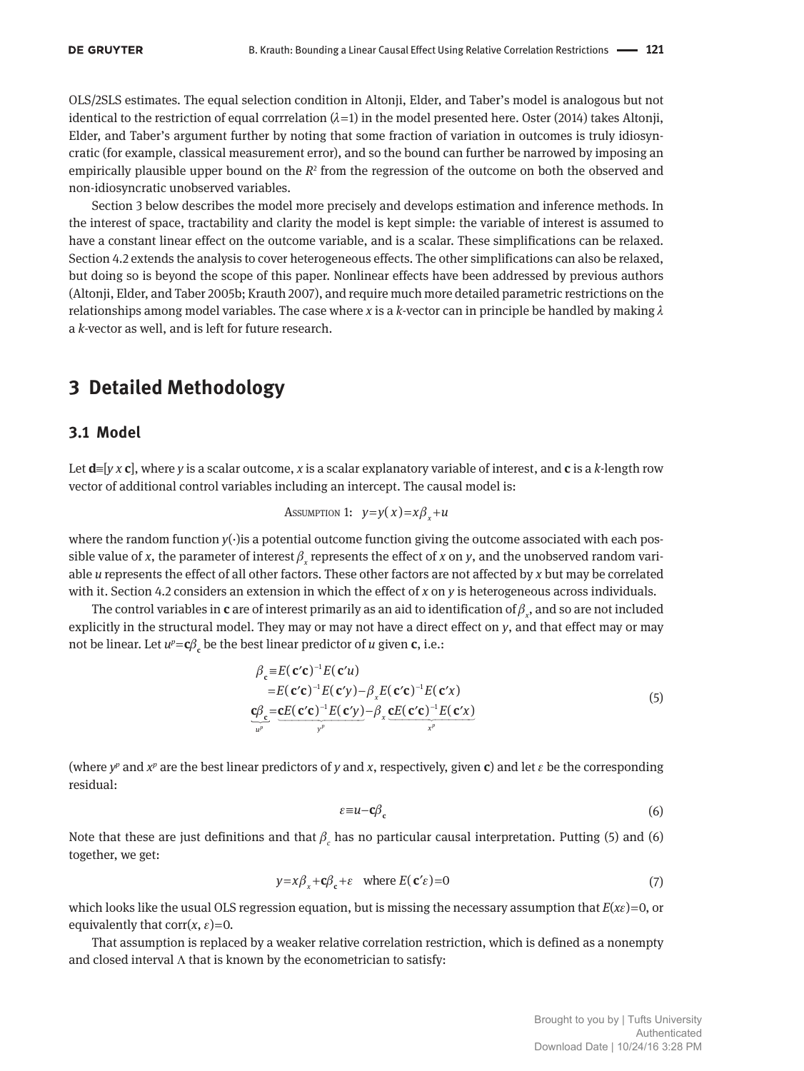OLS/2SLS estimates. The equal selection condition in Altonji, Elder, and Taber's model is analogous but not identical to the restriction of equal corrrelation ($\lambda$=1) in the model presented here. Oster (2014) takes Altonji, Elder, and Taber's argument further by noting that some fraction of variation in outcomes is truly idiosyncratic (for example, classical measurement error), and so the bound can further be narrowed by imposing an empirically plausible upper bound on the $R^2$ from the regression of the outcome on both the observed and non-idiosyncratic unobserved variables.

Section 3 below describes the model more precisely and develops estimation and inference methods. In the interest of space, tractability and clarity the model is kept simple: the variable of interest is assumed to have a constant linear effect on the outcome variable, and is a scalar. These simplifications can be relaxed. Section 4.2 extends the analysis to cover heterogeneous effects. The other simplifications can also be relaxed, but doing so is beyond the scope of this paper. Nonlinear effects have been addressed by previous authors (Altonji, Elder, and Taber 2005b; Krauth 2007), and require much more detailed parametric restrictions on the relationships among model variables. The case where $x$ is a $k$-vector can in principle be handled by making $\lambda$ a $k$-vector as well, and is left for future research.

# 3 Detailed Methodology

## 3.1 Model

Let $\mathbf{d}\equiv[y\ x\ \mathbf{c}]$, where $y$ is a scalar outcome, $x$ is a scalar explanatory variable of interest, and $\mathbf{c}$ is a $k$-length row vector of additional control variables including an intercept. The causal model is:

$$\text{Assumption 1:}\quad y=y(x)=x\beta_x+u$$

where the random function $y(\cdot)$is a potential outcome function giving the outcome associated with each possible value of $x$, the parameter of interest $\beta_x$ represents the effect of $x$ on $y$, and the unobserved random variable $u$ represents the effect of all other factors. These other factors are not affected by $x$ but may be correlated with it. Section 4.2 considers an extension in which the effect of $x$ on $y$ is heterogeneous across individuals.

The control variables in $\mathbf{c}$ are of interest primarily as an aid to identification of $\beta_x$, and so are not included explicitly in the structural model. They may or may not have a direct effect on $y$, and that effect may or may not be linear. Let $u^p=\mathbf{c}\beta_{\mathbf{c}}$ be the best linear predictor of $u$ given $\mathbf{c}$, i.e.:

$$\begin{aligned}
\beta_{\mathbf{c}} &\equiv E(\mathbf{c}'\mathbf{c})^{-1}E(\mathbf{c}'u)\\
&=E(\mathbf{c}'\mathbf{c})^{-1}E(\mathbf{c}'y)-\beta_x E(\mathbf{c}'\mathbf{c})^{-1}E(\mathbf{c}'x)\\
\underbrace{\mathbf{c}\beta_{\mathbf{c}}}_{u^p} &=\underbrace{\mathbf{c}E(\mathbf{c}'\mathbf{c})^{-1}E(\mathbf{c}'y)}_{y^p}-\beta_x \underbrace{\mathbf{c}E(\mathbf{c}'\mathbf{c})^{-1}E(\mathbf{c}'x)}_{x^p}
\end{aligned}\tag{5}$$

(where $y^p$ and $x^p$ are the best linear predictors of $y$ and $x$, respectively, given $\mathbf{c}$) and let $\varepsilon$ be the corresponding residual:

$$\varepsilon\equiv u-\mathbf{c}\beta_{\mathbf{c}}\tag{6}$$

Note that these are just definitions and that $\beta_c$ has no particular causal interpretation. Putting (5) and (6) together, we get:

$$y=x\beta_x+\mathbf{c}\beta_{\mathbf{c}}+\varepsilon\quad\text{where } E(\mathbf{c}'\varepsilon)=0\tag{7}$$

which looks like the usual OLS regression equation, but is missing the necessary assumption that $E(x\varepsilon)=0$, or equivalently that $\text{corr}(x, \varepsilon)=0$.

That assumption is replaced by a weaker relative correlation restriction, which is defined as a nonempty and closed interval $\Lambda$ that is known by the econometrician to satisfy: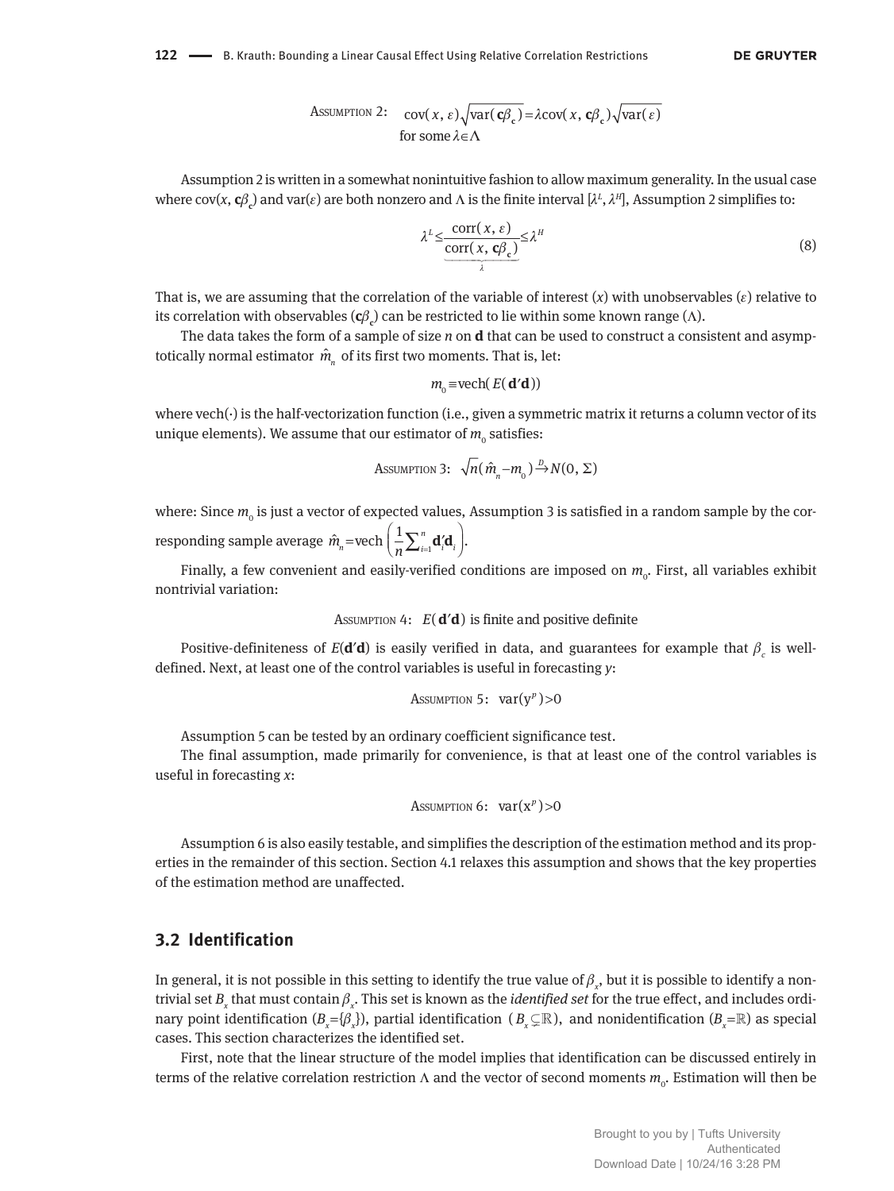$$\text{Assumption 2:} \quad \text{cov}(x, \varepsilon)\sqrt{\text{var}(\mathbf{c}\beta_{\mathbf{c}})} = \lambda \text{cov}(x, \mathbf{c}\beta_{\mathbf{c}})\sqrt{\text{var}(\varepsilon)}$$
$$\text{for some } \lambda \in \Lambda$$

Assumption 2 is written in a somewhat nonintuitive fashion to allow maximum generality. In the usual case where cov($x$, $\mathbf{c}\beta_{\mathbf{c}}$) and var($\varepsilon$) are both nonzero and $\Lambda$ is the finite interval $[\lambda^L, \lambda^H]$, Assumption 2 simplifies to:

$$\lambda^L \leq \underbrace{\frac{\text{corr}(x, \varepsilon)}{\text{corr}(x, \mathbf{c}\beta_{\mathbf{c}})}}_{\lambda} \leq \lambda^H \tag{8}$$

That is, we are assuming that the correlation of the variable of interest ($x$) with unobservables ($\varepsilon$) relative to its correlation with observables ($\mathbf{c}\beta_{\mathbf{c}}$) can be restricted to lie within some known range ($\Lambda$).

The data takes the form of a sample of size $n$ on $\mathbf{d}$ that can be used to construct a consistent and asymptotically normal estimator $\hat{m}_n$ of its first two moments. That is, let:

$$m_0 \equiv \text{vech}(E(\mathbf{d}'\mathbf{d}))$$

where vech(·) is the half-vectorization function (i.e., given a symmetric matrix it returns a column vector of its unique elements). We assume that our estimator of $m_0$ satisfies:

$$\text{Assumption 3:} \quad \sqrt{n}(\hat{m}_n - m_0) \xrightarrow{D} N(0, \Sigma)$$

where: Since $m_0$ is just a vector of expected values, Assumption 3 is satisfied in a random sample by the corresponding sample average $\hat{m}_n = \text{vech}\left(\frac{1}{n}\sum_{i=1}^{n} \mathbf{d}_i'\mathbf{d}_i\right)$.

Finally, a few convenient and easily-verified conditions are imposed on $m_0$. First, all variables exhibit nontrivial variation:

$$\text{Assumption 4:} \quad E(\mathbf{d}'\mathbf{d}) \text{ is finite and positive definite}$$

Positive-definiteness of $E(\mathbf{d}'\mathbf{d})$ is easily verified in data, and guarantees for example that $\beta_c$ is well-defined. Next, at least one of the control variables is useful in forecasting $y$:

$$\text{Assumption 5:} \quad \text{var}(y^p) > 0$$

Assumption 5 can be tested by an ordinary coefficient significance test.

The final assumption, made primarily for convenience, is that at least one of the control variables is useful in forecasting $x$:

$$\text{Assumption 6:} \quad \text{var}(x^p) > 0$$

Assumption 6 is also easily testable, and simplifies the description of the estimation method and its properties in the remainder of this section. Section 4.1 relaxes this assumption and shows that the key properties of the estimation method are unaffected.

## 3.2 Identification

In general, it is not possible in this setting to identify the true value of $\beta_x$, but it is possible to identify a nontrivial set $B_x$ that must contain $\beta_x$. This set is known as the *identified set* for the true effect, and includes ordinary point identification ($B_x = \{\beta_x\}$), partial identification ($B_x \subsetneq \mathbb{R}$), and nonidentification ($B_x = \mathbb{R}$) as special cases. This section characterizes the identified set.

First, note that the linear structure of the model implies that identification can be discussed entirely in terms of the relative correlation restriction $\Lambda$ and the vector of second moments $m_0$. Estimation will then be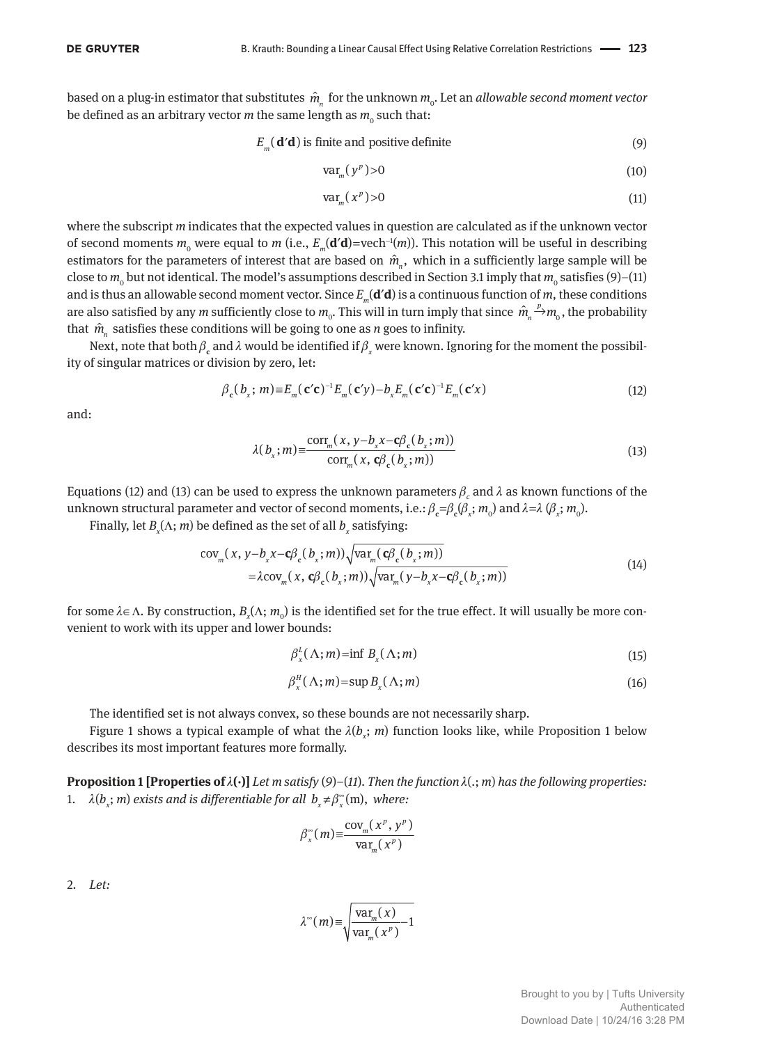based on a plug-in estimator that substitutes $\hat{m}_n$ for the unknown $m_0$. Let an *allowable second moment vector* be defined as an arbitrary vector $m$ the same length as $m_0$ such that:

$$E_m(\mathbf{d}'\mathbf{d}) \text{ is finite and positive definite} \tag{9}$$

$$\text{var}_m(y^p) > 0 \tag{10}$$

$$\text{var}_m(x^p) > 0 \tag{11}$$

where the subscript $m$ indicates that the expected values in question are calculated as if the unknown vector of second moments $m_0$ were equal to $m$ (i.e., $E_m(\mathbf{d}'\mathbf{d}) = \text{vech}^{-1}(m)$). This notation will be useful in describing estimators for the parameters of interest that are based on $\hat{m}_n$, which in a sufficiently large sample will be close to $m_0$ but not identical. The model's assumptions described in Section 3.1 imply that $m_0$ satisfies (9)–(11) and is thus an allowable second moment vector. Since $E_m(\mathbf{d}'\mathbf{d})$ is a continuous function of $m$, these conditions are also satisfied by any $m$ sufficiently close to $m_0$. This will in turn imply that since $\hat{m}_n \xrightarrow{p} m_0$, the probability that $\hat{m}_n$ satisfies these conditions will be going to one as $n$ goes to infinity.

Next, note that both $\beta_{\mathbf{c}}$ and $\lambda$ would be identified if $\beta_x$ were known. Ignoring for the moment the possibility of singular matrices or division by zero, let:

$$\beta_{\mathbf{c}}(b_x; m) \equiv E_m(\mathbf{c}'\mathbf{c})^{-1} E_m(\mathbf{c}'y) - b_x E_m(\mathbf{c}'\mathbf{c})^{-1} E_m(\mathbf{c}'x) \tag{12}$$

and:

$$\lambda(b_x; m) \equiv \frac{\text{corr}_m(x, y - b_x x - \mathbf{c}\beta_{\mathbf{c}}(b_x; m))}{\text{corr}_m(x, \mathbf{c}\beta_{\mathbf{c}}(b_x; m))} \tag{13}$$

Equations (12) and (13) can be used to express the unknown parameters $\beta_c$ and $\lambda$ as known functions of the unknown structural parameter and vector of second moments, i.e.: $\beta_{\mathbf{c}} = \beta_{\mathbf{c}}(\beta_x; m_0)$ and $\lambda = \lambda(\beta_x; m_0)$.

Finally, let $B_x(\Lambda; m)$ be defined as the set of all $b_x$ satisfying:

$$\begin{aligned} &\text{cov}_m(x, y - b_x x - \mathbf{c}\beta_{\mathbf{c}}(b_x; m))\sqrt{\text{var}_m(\mathbf{c}\beta_{\mathbf{c}}(b_x; m))} \\ &= \lambda \text{cov}_m(x, \mathbf{c}\beta_{\mathbf{c}}(b_x; m))\sqrt{\text{var}_m(y - b_x x - \mathbf{c}\beta_{\mathbf{c}}(b_x; m))} \end{aligned} \tag{14}$$

for some $\lambda \in \Lambda$. By construction, $B_x(\Lambda; m_0)$ is the identified set for the true effect. It will usually be more convenient to work with its upper and lower bounds:

$$\beta_x^L(\Lambda; m) = \inf B_x(\Lambda; m) \tag{15}$$

$$\beta_x^H(\Lambda; m) = \sup B_x(\Lambda; m) \tag{16}$$

The identified set is not always convex, so these bounds are not necessarily sharp.

Figure 1 shows a typical example of what the $\lambda(b_x; m)$ function looks like, while Proposition 1 below describes its most important features more formally.

**Proposition 1 [Properties of $\lambda(\cdot)$]** *Let $m$ satisfy (9)–(11). Then the function $\lambda(.; m)$ has the following properties:*

1. *$\lambda(b_x; m)$ exists and is differentiable for all $b_x \neq \beta_x^\infty(\text{m})$, where:*

$$\beta_x^\infty(m) \equiv \frac{\text{cov}_m(x^p, y^p)}{\text{var}_m(x^p)}$$

2. *Let:*

$$\lambda^\infty(m) \equiv \sqrt{\frac{\text{var}_m(x)}{\text{var}_m(x^p)} - 1}$$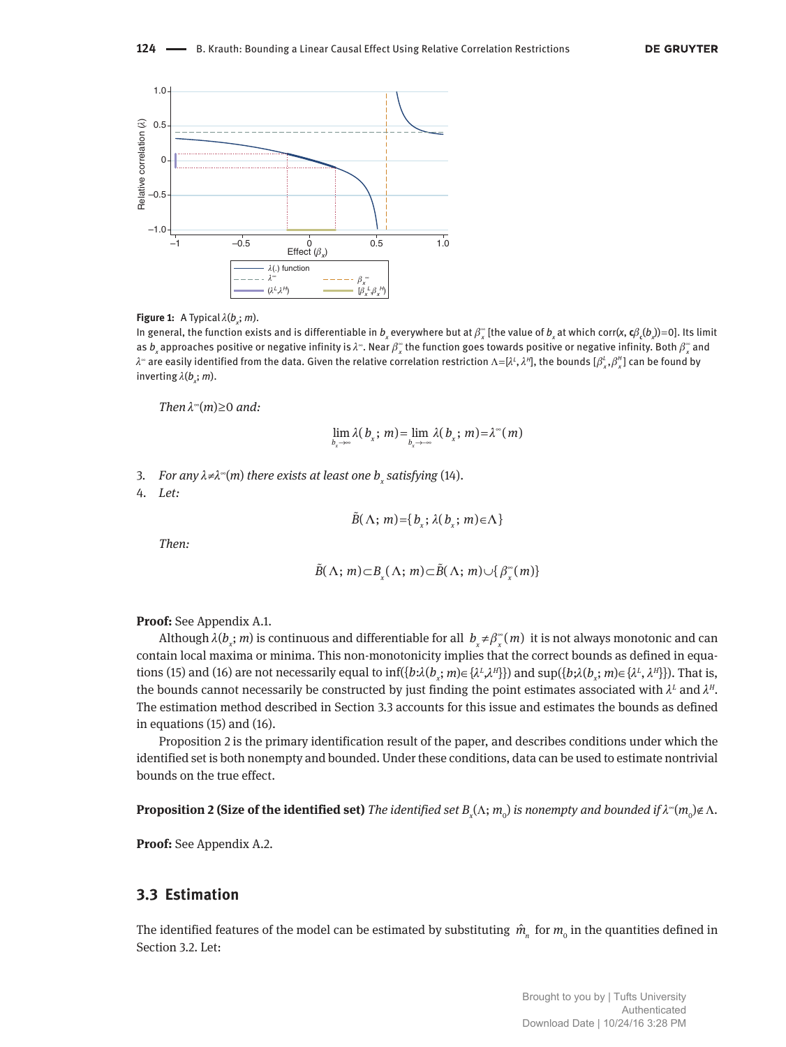**Figure 1:** A Typical $\lambda(b_x; m)$.

In general, the function exists and is differentiable in $b_x$ everywhere but at $\beta_x^\infty$ [the value of $b_x$ at which corr($x$, $\mathbf{c}\beta_c(b_x)$)=0]. Its limit as $b_x$ approaches positive or negative infinity is $\lambda^\infty$. Near $\beta_x^\infty$ the function goes towards positive or negative infinity. Both $\beta_x^\infty$ and $\lambda^\infty$ are easily identified from the data. Given the relative correlation restriction $\Lambda=[\lambda^L, \lambda^H]$, the bounds $[\beta_x^L, \beta_x^H]$ can be found by inverting $\lambda(b_x; m)$.

*Then* $\lambda^\infty(m)\geq 0$ *and:*

$$\lim_{b_x\to\infty}\lambda(b_x; m)=\lim_{b_x\to-\infty}\lambda(b_x; m)=\lambda^\infty(m)$$

3. *For any* $\lambda\neq\lambda^\infty(m)$ *there exists at least one* $b_x$ *satisfying* (14).
4. *Let:*

$$\tilde{B}(\Lambda; m)=\{b_x; \lambda(b_x; m)\in\Lambda\}$$

*Then:*

$$\tilde{B}(\Lambda; m)\subset B_x(\Lambda; m)\subset\tilde{B}(\Lambda; m)\cup\{\beta_x^\infty(m)\}$$

**Proof:** See Appendix A.1.

Although $\lambda(b_x; m)$ is continuous and differentiable for all $b_x\neq\beta_x^\infty(m)$ it is not always monotonic and can contain local maxima or minima. This non-monotonicity implies that the correct bounds as defined in equations (15) and (16) are not necessarily equal to $\inf(\{b:\lambda(b_x; m)\in\{\lambda^L,\lambda^H\}\})$ and $\sup(\{b;\lambda(b_x; m)\in\{\lambda^L, \lambda^H\}\})$. That is, the bounds cannot necessarily be constructed by just finding the point estimates associated with $\lambda^L$ and $\lambda^H$. The estimation method described in Section 3.3 accounts for this issue and estimates the bounds as defined in equations (15) and (16).

Proposition 2 is the primary identification result of the paper, and describes conditions under which the identified set is both nonempty and bounded. Under these conditions, data can be used to estimate nontrivial bounds on the true effect.

**Proposition 2 (Size of the identified set)** *The identified set* $B_x(\Lambda; m_0)$ *is nonempty and bounded if* $\lambda^\infty(m_0)\notin\Lambda$.

**Proof:** See Appendix A.2.

## 3.3 Estimation

The identified features of the model can be estimated by substituting $\hat{m}_n$ for $m_0$ in the quantities defined in Section 3.2. Let: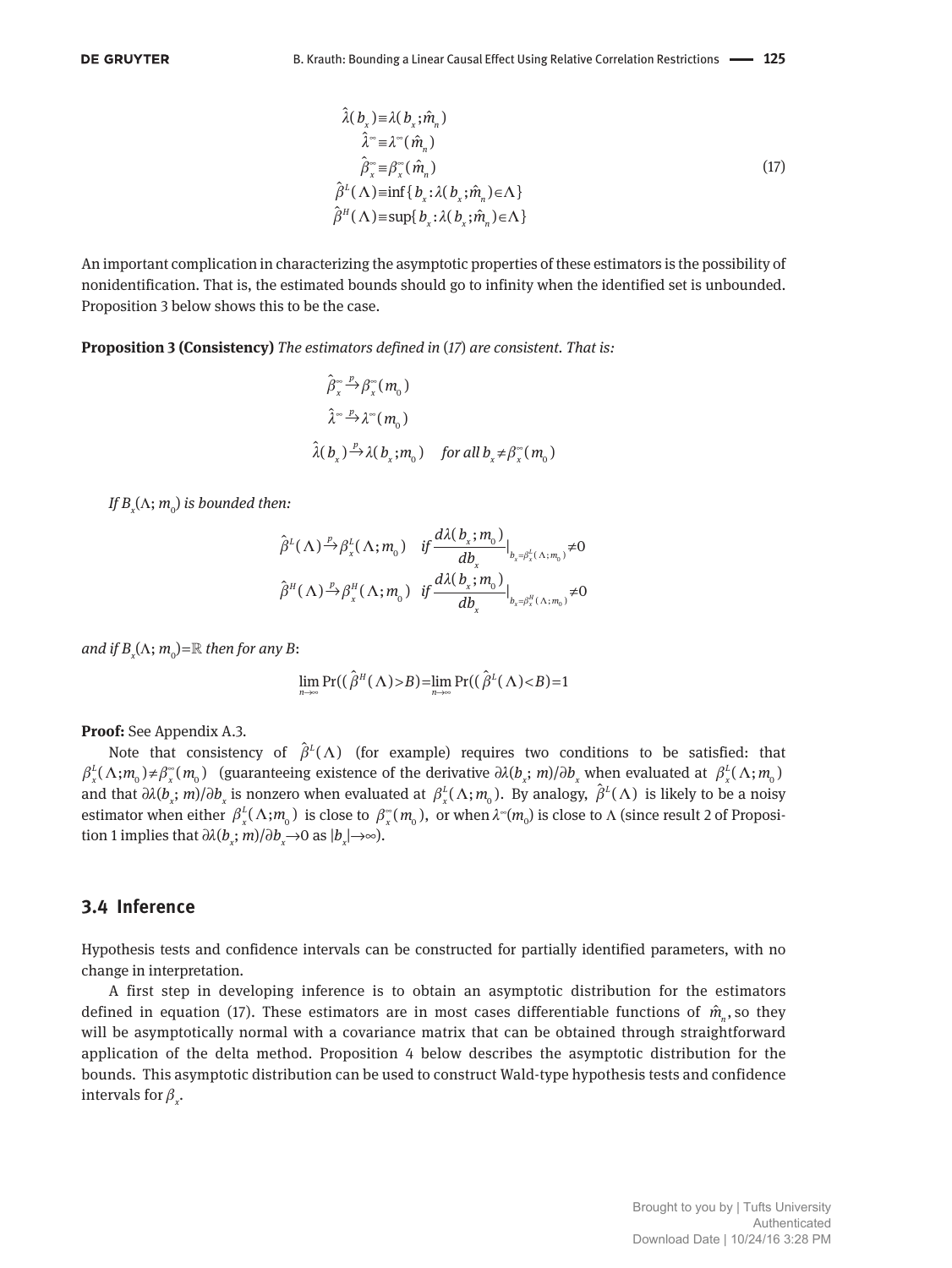$$
\begin{aligned}
\hat{\lambda}(b_x) &\equiv \lambda(b_x; \hat{m}_n) \\
\hat{\lambda}^{\infty} &\equiv \lambda^{\infty}(\hat{m}_n) \\
\hat{\beta}_x^{\infty} &\equiv \beta_x^{\infty}(\hat{m}_n) \\
\hat{\beta}^L(\Lambda) &\equiv \inf\{b_x : \lambda(b_x; \hat{m}_n) \in \Lambda\} \\
\hat{\beta}^H(\Lambda) &\equiv \sup\{b_x : \lambda(b_x; \hat{m}_n) \in \Lambda\}
\end{aligned} \tag{17}
$$

An important complication in characterizing the asymptotic properties of these estimators is the possibility of nonidentification. That is, the estimated bounds should go to infinity when the identified set is unbounded. Proposition 3 below shows this to be the case.

**Proposition 3 (Consistency)** *The estimators defined in (17) are consistent. That is:*

$$
\begin{aligned}
&\hat{\beta}_x^{\infty} \xrightarrow{p} \beta_x^{\infty}(m_0) \\
&\hat{\lambda}^{\infty} \xrightarrow{p} \lambda^{\infty}(m_0) \\
&\hat{\lambda}(b_x) \xrightarrow{p} \lambda(b_x; m_0) \quad \text{for all } b_x \neq \beta_x^{\infty}(m_0)
\end{aligned}
$$

*If $B_x(\Lambda; m_0)$ is bounded then:*

$$
\begin{aligned}
&\hat{\beta}^L(\Lambda) \xrightarrow{p} \beta_x^L(\Lambda; m_0) \quad \text{if } \frac{d\lambda(b_x; m_0)}{db_x}\Big|_{b_x = \beta_x^L(\Lambda; m_0)} \neq 0 \\
&\hat{\beta}^H(\Lambda) \xrightarrow{p} \beta_x^H(\Lambda; m_0) \quad \text{if } \frac{d\lambda(b_x; m_0)}{db_x}\Big|_{b_x = \beta_x^H(\Lambda; m_0)} \neq 0
\end{aligned}
$$

*and if $B_x(\Lambda; m_0) = \mathbb{R}$ then for any $B$:*

$$
\lim_{n\to\infty} \Pr((\hat{\beta}^H(\Lambda) > B) = \lim_{n\to\infty} \Pr((\hat{\beta}^L(\Lambda) < B) = 1
$$

**Proof:** See Appendix A.3.

Note that consistency of $\hat{\beta}^L(\Lambda)$ (for example) requires two conditions to be satisfied: that $\beta_x^L(\Lambda; m_0) \neq \beta_x^{\infty}(m_0)$ (guaranteeing existence of the derivative $\partial\lambda(b_x; m)/\partial b_x$ when evaluated at $\beta_x^L(\Lambda; m_0)$ and that $\partial\lambda(b_x; m)/\partial b_x$ is nonzero when evaluated at $\beta_x^L(\Lambda; m_0)$. By analogy, $\hat{\beta}^L(\Lambda)$ is likely to be a noisy estimator when either $\beta_x^L(\Lambda; m_0)$ is close to $\beta_x^{\infty}(m_0)$, or when $\lambda^{\infty}(m_0)$ is close to $\Lambda$ (since result 2 of Proposition 1 implies that $\partial\lambda(b_x; m)/\partial b_x \to 0$ as $|b_x| \to \infty$).

## 3.4 Inference

Hypothesis tests and confidence intervals can be constructed for partially identified parameters, with no change in interpretation.

A first step in developing inference is to obtain an asymptotic distribution for the estimators defined in equation (17). These estimators are in most cases differentiable functions of $\hat{m}_n$, so they will be asymptotically normal with a covariance matrix that can be obtained through straightforward application of the delta method. Proposition 4 below describes the asymptotic distribution for the bounds. This asymptotic distribution can be used to construct Wald-type hypothesis tests and confidence intervals for $\beta_x$.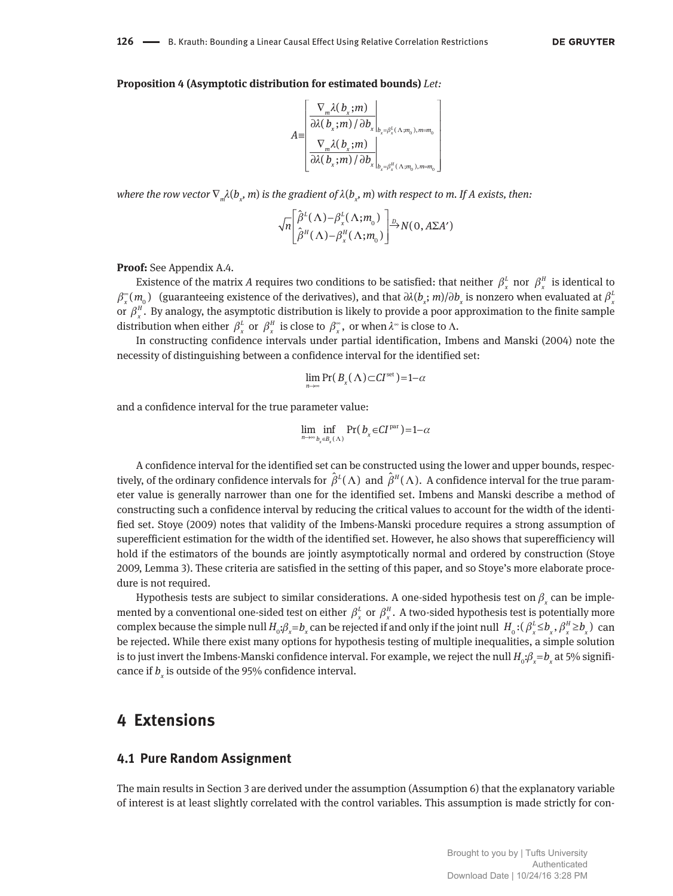**Proposition 4 (Asymptotic distribution for estimated bounds)** *Let:*

$$A \equiv \begin{bmatrix} \left.\dfrac{\nabla_m \lambda(b_x;m)}{\partial \lambda(b_x;m)/\partial b_x}\right|_{b_x=\beta_x^L(\Lambda;m_0),\, m=m_0} \\ \left.\dfrac{\nabla_m \lambda(b_x;m)}{\partial \lambda(b_x;m)/\partial b_x}\right|_{b_x=\beta_x^H(\Lambda;m_0),\, m=m_0} \end{bmatrix}$$

*where the row vector $\nabla_m \lambda(b_x, m)$ is the gradient of $\lambda(b_x, m)$ with respect to m. If A exists, then:*

$$\sqrt{n}\begin{bmatrix} \hat{\beta}^L(\Lambda)-\beta_x^L(\Lambda;m_0) \\ \hat{\beta}^H(\Lambda)-\beta_x^H(\Lambda;m_0) \end{bmatrix} \xrightarrow{D} N(0, A\Sigma A')$$

**Proof:** See Appendix A.4.

Existence of the matrix $A$ requires two conditions to be satisfied: that neither $\beta_x^L$ nor $\beta_x^H$ is identical to $\beta_x^\infty(m_0)$ (guaranteeing existence of the derivatives), and that $\partial\lambda(b_x; m)/\partial b_x$ is nonzero when evaluated at $\beta_x^L$ or $\beta_x^H$. By analogy, the asymptotic distribution is likely to provide a poor approximation to the finite sample distribution when either $\beta_x^L$ or $\beta_x^H$ is close to $\beta_x^\infty$, or when $\lambda^\infty$ is close to $\Lambda$.

In constructing confidence intervals under partial identification, Imbens and Manski (2004) note the necessity of distinguishing between a confidence interval for the identified set:

$$\lim_{n\to\infty} \Pr(B_x(\Lambda) \subset CI^{\text{set}}) = 1-\alpha$$

and a confidence interval for the true parameter value:

$$\lim_{n\to\infty} \inf_{b_x \in B_x(\Lambda)} \Pr(b_x \in CI^{\text{par}}) = 1-\alpha$$

A confidence interval for the identified set can be constructed using the lower and upper bounds, respectively, of the ordinary confidence intervals for $\hat{\beta}^L(\Lambda)$ and $\hat{\beta}^H(\Lambda)$. A confidence interval for the true parameter value is generally narrower than one for the identified set. Imbens and Manski describe a method of constructing such a confidence interval by reducing the critical values to account for the width of the identified set. Stoye (2009) notes that validity of the Imbens-Manski procedure requires a strong assumption of superefficient estimation for the width of the identified set. However, he also shows that superefficiency will hold if the estimators of the bounds are jointly asymptotically normal and ordered by construction (Stoye 2009, Lemma 3). These criteria are satisfied in the setting of this paper, and so Stoye's more elaborate procedure is not required.

Hypothesis tests are subject to similar considerations. A one-sided hypothesis test on $\beta_x$ can be implemented by a conventional one-sided test on either $\beta_x^L$ or $\beta_x^H$. A two-sided hypothesis test is potentially more complex because the simple null $H_0{:}\beta_x = b_x$ can be rejected if and only if the joint null $H_0{:}(\beta_x^L \le b_x, \beta_x^H \ge b_x)$ can be rejected. While there exist many options for hypothesis testing of multiple inequalities, a simple solution is to just invert the Imbens-Manski confidence interval. For example, we reject the null $H_0{:}\beta_x = b_x$ at 5% significance if $b_x$ is outside of the 95% confidence interval.

# 4 Extensions

## 4.1 Pure Random Assignment

The main results in Section 3 are derived under the assumption (Assumption 6) that the explanatory variable of interest is at least slightly correlated with the control variables. This assumption is made strictly for con-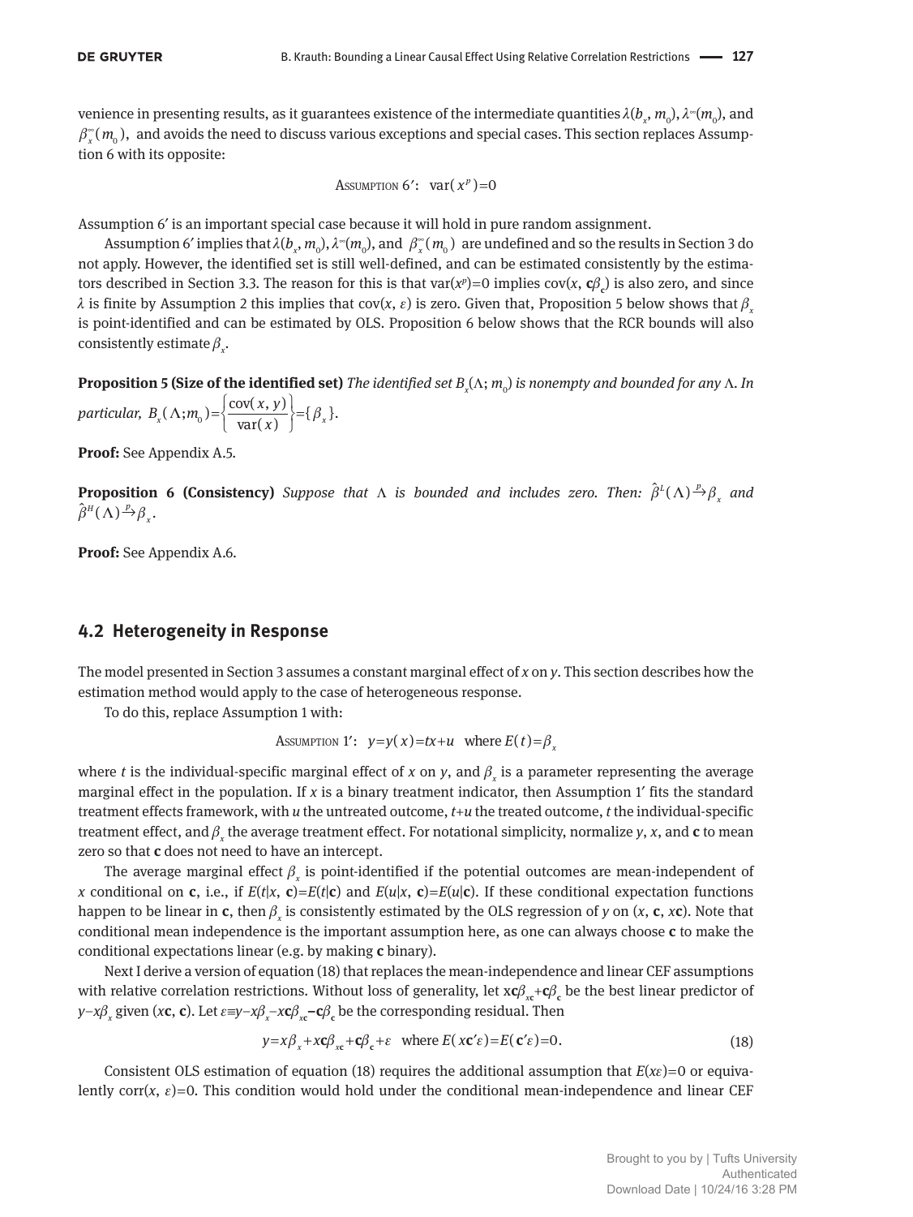venience in presenting results, as it guarantees existence of the intermediate quantities $\lambda(b_x, m_0)$, $\lambda^{\infty}(m_0)$, and $\beta_x^{\infty}(m_0)$, and avoids the need to discuss various exceptions and special cases. This section replaces Assumption 6 with its opposite:

$$\text{Assumption 6}': \quad \mathrm{var}(x^p)=0$$

Assumption 6′ is an important special case because it will hold in pure random assignment.

Assumption 6′ implies that $\lambda(b_x, m_0)$, $\lambda^{\infty}(m_0)$, and $\beta_x^{\infty}(m_0)$ are undefined and so the results in Section 3 do not apply. However, the identified set is still well-defined, and can be estimated consistently by the estimators described in Section 3.3. The reason for this is that $\mathrm{var}(x^p)=0$ implies $\mathrm{cov}(x, \mathbf{c}\beta_{\mathbf{c}})$ is also zero, and since $\lambda$ is finite by Assumption 2 this implies that $\mathrm{cov}(x, \varepsilon)$ is zero. Given that, Proposition 5 below shows that $\beta_x$ is point-identified and can be estimated by OLS. Proposition 6 below shows that the RCR bounds will also consistently estimate $\beta_x$.

**Proposition 5 (Size of the identified set)** *The identified set $B_x(\Lambda; m_0)$ is nonempty and bounded for any $\Lambda$. In particular,* $B_x(\Lambda; m_0)=\left\{\dfrac{\mathrm{cov}(x, y)}{\mathrm{var}(x)}\right\}=\{\beta_x\}$.

**Proof:** See Appendix A.5.

**Proposition 6 (Consistency)** *Suppose that $\Lambda$ is bounded and includes zero. Then:* $\hat{\beta}^L(\Lambda)\xrightarrow{p}\beta_x$ *and* $\hat{\beta}^H(\Lambda)\xrightarrow{p}\beta_x$.

**Proof:** See Appendix A.6.

## 4.2 Heterogeneity in Response

The model presented in Section 3 assumes a constant marginal effect of $x$ on $y$. This section describes how the estimation method would apply to the case of heterogeneous response.

To do this, replace Assumption 1 with:

$$\text{Assumption 1}': \quad y=y(x)=tx+u \quad \text{where } E(t)=\beta_x$$

where $t$ is the individual-specific marginal effect of $x$ on $y$, and $\beta_x$ is a parameter representing the average marginal effect in the population. If $x$ is a binary treatment indicator, then Assumption 1′ fits the standard treatment effects framework, with $u$ the untreated outcome, $t+u$ the treated outcome, $t$ the individual-specific treatment effect, and $\beta_x$ the average treatment effect. For notational simplicity, normalize $y$, $x$, and $\mathbf{c}$ to mean zero so that $\mathbf{c}$ does not need to have an intercept.

The average marginal effect $\beta_x$ is point-identified if the potential outcomes are mean-independent of $x$ conditional on $\mathbf{c}$, i.e., if $E(t|x, \mathbf{c})=E(t|\mathbf{c})$ and $E(u|x, \mathbf{c})=E(u|\mathbf{c})$. If these conditional expectation functions happen to be linear in $\mathbf{c}$, then $\beta_x$ is consistently estimated by the OLS regression of $y$ on $(x, \mathbf{c}, x\mathbf{c})$. Note that conditional mean independence is the important assumption here, as one can always choose $\mathbf{c}$ to make the conditional expectations linear (e.g. by making $\mathbf{c}$ binary).

Next I derive a version of equation (18) that replaces the mean-independence and linear CEF assumptions with relative correlation restrictions. Without loss of generality, let $x\mathbf{c}\beta_{x\mathbf{c}}+\mathbf{c}\beta_{\mathbf{c}}$ be the best linear predictor of $y-x\beta_x$ given $(x\mathbf{c}, \mathbf{c})$. Let $\varepsilon\equiv y-x\beta_x-x\mathbf{c}\beta_{x\mathbf{c}}-\mathbf{c}\beta_{\mathbf{c}}$ be the corresponding residual. Then

$$y=x\beta_x+x\mathbf{c}\beta_{x\mathbf{c}}+\mathbf{c}\beta_{\mathbf{c}}+\varepsilon \quad \text{where } E(x\mathbf{c}'\varepsilon)=E(\mathbf{c}'\varepsilon)=0. \tag{18}$$

Consistent OLS estimation of equation (18) requires the additional assumption that $E(x\varepsilon)=0$ or equivalently $\mathrm{corr}(x, \varepsilon)=0$. This condition would hold under the conditional mean-independence and linear CEF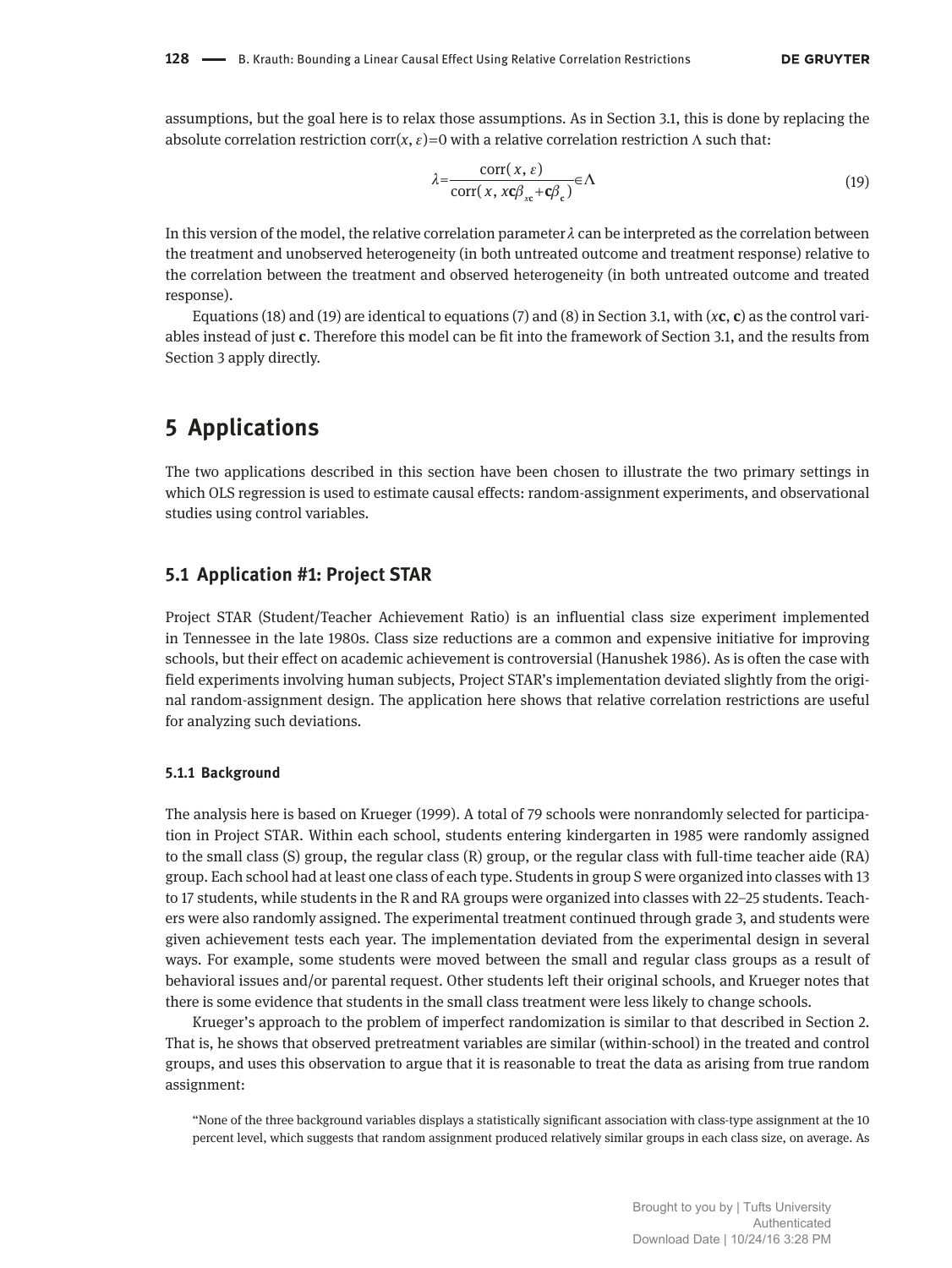assumptions, but the goal here is to relax those assumptions. As in Section 3.1, this is done by replacing the absolute correlation restriction corr($x$, $\varepsilon$)=0 with a relative correlation restriction $\Lambda$ such that:

$$\lambda = \frac{\text{corr}(x, \varepsilon)}{\text{corr}(x, x\mathbf{c}\beta_{x\mathbf{c}} + \mathbf{c}\beta_{\mathbf{c}})} \in \Lambda \tag{19}$$

In this version of the model, the relative correlation parameter $\lambda$ can be interpreted as the correlation between the treatment and unobserved heterogeneity (in both untreated outcome and treatment response) relative to the correlation between the treatment and observed heterogeneity (in both untreated outcome and treated response).

Equations (18) and (19) are identical to equations (7) and (8) in Section 3.1, with ($x\mathbf{c}$, $\mathbf{c}$) as the control variables instead of just $\mathbf{c}$. Therefore this model can be fit into the framework of Section 3.1, and the results from Section 3 apply directly.

# 5 Applications

The two applications described in this section have been chosen to illustrate the two primary settings in which OLS regression is used to estimate causal effects: random-assignment experiments, and observational studies using control variables.

## 5.1 Application #1: Project STAR

Project STAR (Student/Teacher Achievement Ratio) is an influential class size experiment implemented in Tennessee in the late 1980s. Class size reductions are a common and expensive initiative for improving schools, but their effect on academic achievement is controversial (Hanushek 1986). As is often the case with field experiments involving human subjects, Project STAR's implementation deviated slightly from the original random-assignment design. The application here shows that relative correlation restrictions are useful for analyzing such deviations.

### 5.1.1 Background

The analysis here is based on Krueger (1999). A total of 79 schools were nonrandomly selected for participation in Project STAR. Within each school, students entering kindergarten in 1985 were randomly assigned to the small class (S) group, the regular class (R) group, or the regular class with full-time teacher aide (RA) group. Each school had at least one class of each type. Students in group S were organized into classes with 13 to 17 students, while students in the R and RA groups were organized into classes with 22–25 students. Teachers were also randomly assigned. The experimental treatment continued through grade 3, and students were given achievement tests each year. The implementation deviated from the experimental design in several ways. For example, some students were moved between the small and regular class groups as a result of behavioral issues and/or parental request. Other students left their original schools, and Krueger notes that there is some evidence that students in the small class treatment were less likely to change schools.

Krueger's approach to the problem of imperfect randomization is similar to that described in Section 2. That is, he shows that observed pretreatment variables are similar (within-school) in the treated and control groups, and uses this observation to argue that it is reasonable to treat the data as arising from true random assignment:

> "None of the three background variables displays a statistically significant association with class-type assignment at the 10 percent level, which suggests that random assignment produced relatively similar groups in each class size, on average. As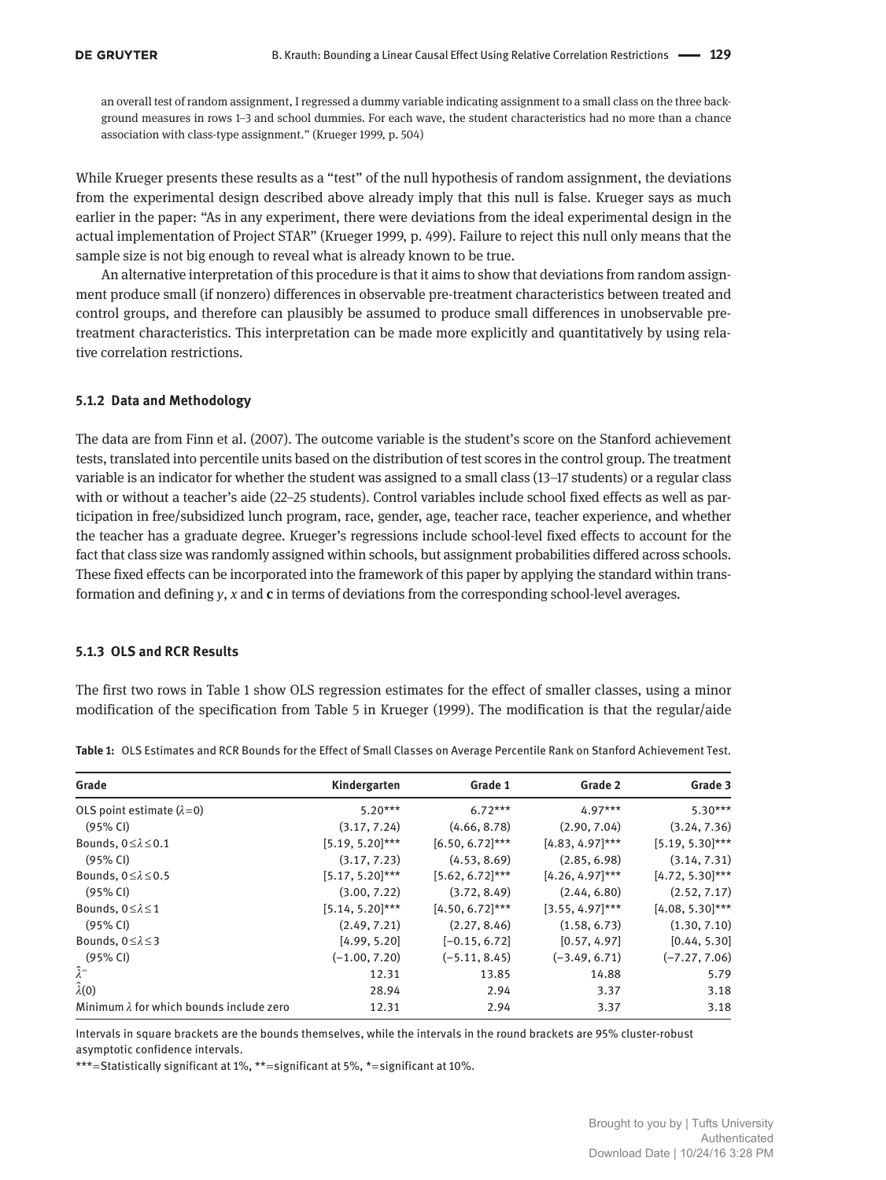an overall test of random assignment, I regressed a dummy variable indicating assignment to a small class on the three background measures in rows 1–3 and school dummies. For each wave, the student characteristics had no more than a chance association with class-type assignment." (Krueger 1999, p. 504)

While Krueger presents these results as a "test" of the null hypothesis of random assignment, the deviations from the experimental design described above already imply that this null is false. Krueger says as much earlier in the paper: "As in any experiment, there were deviations from the ideal experimental design in the actual implementation of Project STAR" (Krueger 1999, p. 499). Failure to reject this null only means that the sample size is not big enough to reveal what is already known to be true.

An alternative interpretation of this procedure is that it aims to show that deviations from random assignment produce small (if nonzero) differences in observable pre-treatment characteristics between treated and control groups, and therefore can plausibly be assumed to produce small differences in unobservable pre-treatment characteristics. This interpretation can be made more explicitly and quantitatively by using relative correlation restrictions.

#### 5.1.2 Data and Methodology

The data are from Finn et al. (2007). The outcome variable is the student's score on the Stanford achievement tests, translated into percentile units based on the distribution of test scores in the control group. The treatment variable is an indicator for whether the student was assigned to a small class (13–17 students) or a regular class with or without a teacher's aide (22–25 students). Control variables include school fixed effects as well as participation in free/subsidized lunch program, race, gender, age, teacher race, teacher experience, and whether the teacher has a graduate degree. Krueger's regressions include school-level fixed effects to account for the fact that class size was randomly assigned within schools, but assignment probabilities differed across schools. These fixed effects can be incorporated into the framework of this paper by applying the standard within transformation and defining $y$, $x$ and $\mathbf{c}$ in terms of deviations from the corresponding school-level averages.

#### 5.1.3 OLS and RCR Results

The first two rows in Table 1 show OLS regression estimates for the effect of smaller classes, using a minor modification of the specification from Table 5 in Krueger (1999). The modification is that the regular/aide

**Table 1:** OLS Estimates and RCR Bounds for the Effect of Small Classes on Average Percentile Rank on Stanford Achievement Test.

| Grade | Kindergarten | Grade 1 | Grade 2 | Grade 3 |
|---|---|---|---|---|
| OLS point estimate ($\lambda$=0) | 5.20*** | 6.72*** | 4.97*** | 5.30*** |
| (95% CI) | (3.17, 7.24) | (4.66, 8.78) | (2.90, 7.04) | (3.24, 7.36) |
| Bounds, $0 \leq \lambda \leq 0.1$ | [5.19, 5.20]*** | [6.50, 6.72]*** | [4.83, 4.97]*** | [5.19, 5.30]*** |
| (95% CI) | (3.17, 7.23) | (4.53, 8.69) | (2.85, 6.98) | (3.14, 7.31) |
| Bounds, $0 \leq \lambda \leq 0.5$ | [5.17, 5.20]*** | [5.62, 6.72]*** | [4.26, 4.97]*** | [4.72, 5.30]*** |
| (95% CI) | (3.00, 7.22) | (3.72, 8.49) | (2.44, 6.80) | (2.52, 7.17) |
| Bounds, $0 \leq \lambda \leq 1$ | [5.14, 5.20]*** | [4.50, 6.72]*** | [3.55, 4.97]*** | [4.08, 5.30]*** |
| (95% CI) | (2.49, 7.21) | (2.27, 8.46) | (1.58, 6.73) | (1.30, 7.10) |
| Bounds, $0 \leq \lambda \leq 3$ | [4.99, 5.20] | [−0.15, 6.72] | [0.57, 4.97] | [0.44, 5.30] |
| (95% CI) | (−1.00, 7.20) | (−5.11, 8.45) | (−3.49, 6.71) | (−7.27, 7.06) |
| $\hat{\lambda}^{\infty}$ | 12.31 | 13.85 | 14.88 | 5.79 |
| $\hat{\lambda}(0)$ | 28.94 | 2.94 | 3.37 | 3.18 |
| Minimum $\lambda$ for which bounds include zero | 12.31 | 2.94 | 3.37 | 3.18 |

Intervals in square brackets are the bounds themselves, while the intervals in the round brackets are 95% cluster-robust asymptotic confidence intervals.

***=Statistically significant at 1%, **=significant at 5%, *=significant at 10%.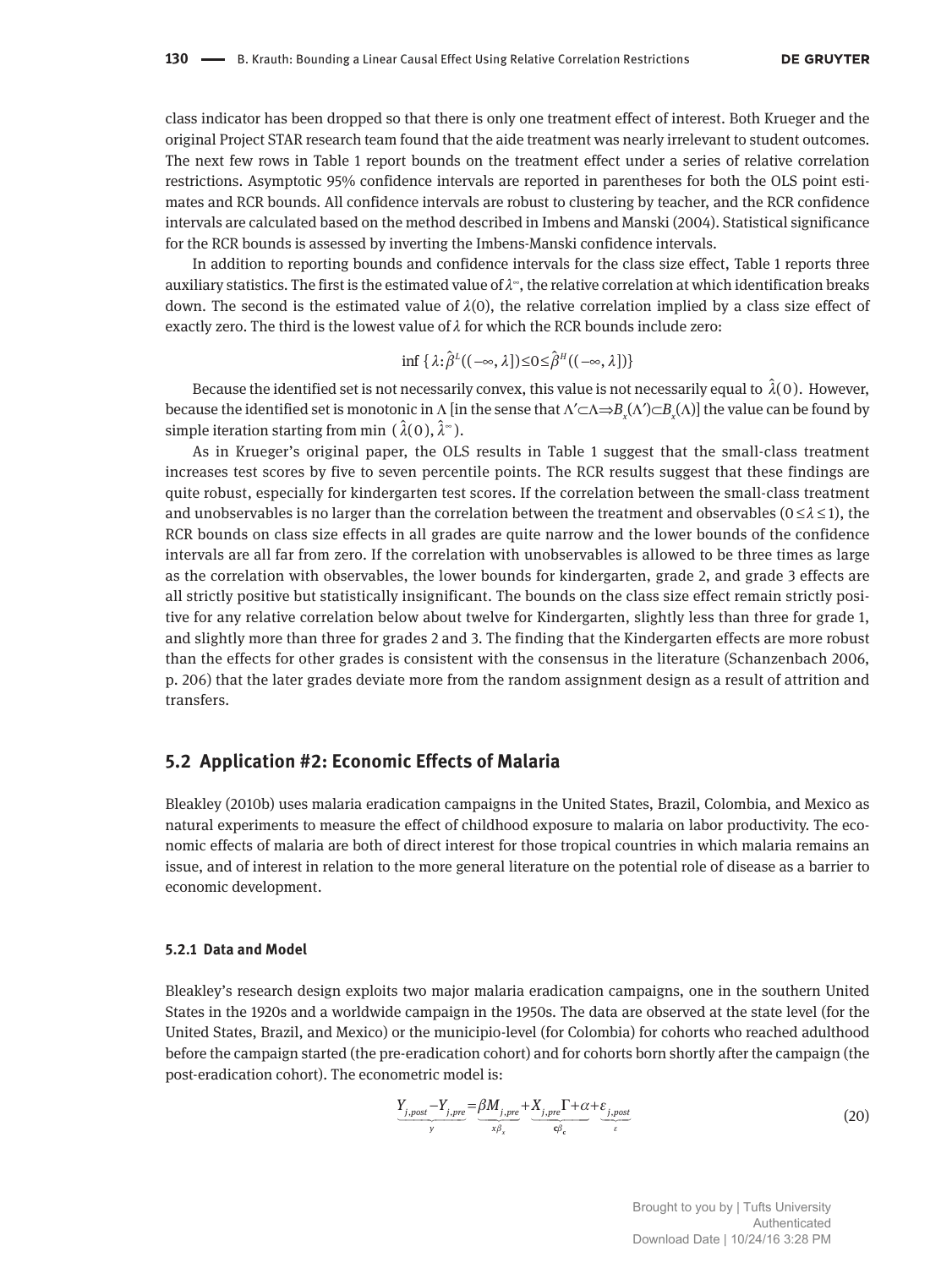class indicator has been dropped so that there is only one treatment effect of interest. Both Krueger and the original Project STAR research team found that the aide treatment was nearly irrelevant to student outcomes. The next few rows in Table 1 report bounds on the treatment effect under a series of relative correlation restrictions. Asymptotic 95% confidence intervals are reported in parentheses for both the OLS point estimates and RCR bounds. All confidence intervals are robust to clustering by teacher, and the RCR confidence intervals are calculated based on the method described in Imbens and Manski (2004). Statistical significance for the RCR bounds is assessed by inverting the Imbens-Manski confidence intervals.

In addition to reporting bounds and confidence intervals for the class size effect, Table 1 reports three auxiliary statistics. The first is the estimated value of $\lambda^{\infty}$, the relative correlation at which identification breaks down. The second is the estimated value of $\lambda(0)$, the relative correlation implied by a class size effect of exactly zero. The third is the lowest value of $\lambda$ for which the RCR bounds include zero:

$$\inf\{\lambda: \hat{\beta}^L((-\infty,\lambda])\leq 0\leq \hat{\beta}^H((-\infty,\lambda])\}$$

Because the identified set is not necessarily convex, this value is not necessarily equal to $\hat{\lambda}(0)$. However, because the identified set is monotonic in $\Lambda$ [in the sense that $\Lambda'\subset\Lambda \Rightarrow B_x(\Lambda')\subset B_x(\Lambda)$] the value can be found by simple iteration starting from $\min(\hat{\lambda}(0), \hat{\lambda}^{\infty})$.

As in Krueger's original paper, the OLS results in Table 1 suggest that the small-class treatment increases test scores by five to seven percentile points. The RCR results suggest that these findings are quite robust, especially for kindergarten test scores. If the correlation between the small-class treatment and unobservables is no larger than the correlation between the treatment and observables ($0\leq\lambda\leq 1$), the RCR bounds on class size effects in all grades are quite narrow and the lower bounds of the confidence intervals are all far from zero. If the correlation with unobservables is allowed to be three times as large as the correlation with observables, the lower bounds for kindergarten, grade 2, and grade 3 effects are all strictly positive but statistically insignificant. The bounds on the class size effect remain strictly positive for any relative correlation below about twelve for Kindergarten, slightly less than three for grade 1, and slightly more than three for grades 2 and 3. The finding that the Kindergarten effects are more robust than the effects for other grades is consistent with the consensus in the literature (Schanzenbach 2006, p. 206) that the later grades deviate more from the random assignment design as a result of attrition and transfers.

## 5.2 Application #2: Economic Effects of Malaria

Bleakley (2010b) uses malaria eradication campaigns in the United States, Brazil, Colombia, and Mexico as natural experiments to measure the effect of childhood exposure to malaria on labor productivity. The economic effects of malaria are both of direct interest for those tropical countries in which malaria remains an issue, and of interest in relation to the more general literature on the potential role of disease as a barrier to economic development.

### 5.2.1 Data and Model

Bleakley's research design exploits two major malaria eradication campaigns, one in the southern United States in the 1920s and a worldwide campaign in the 1950s. The data are observed at the state level (for the United States, Brazil, and Mexico) or the municipio-level (for Colombia) for cohorts who reached adulthood before the campaign started (the pre-eradication cohort) and for cohorts born shortly after the campaign (the post-eradication cohort). The econometric model is:

$$\underbrace{Y_{j,post}-Y_{j,pre}}_{y}=\underbrace{\beta M_{j,pre}}_{x\beta_x}+\underbrace{X_{j,pre}\Gamma+\alpha}_{\mathbf{c}\beta_{\mathbf{c}}}+\underbrace{\varepsilon_{j,post}}_{\varepsilon} \tag{20}$$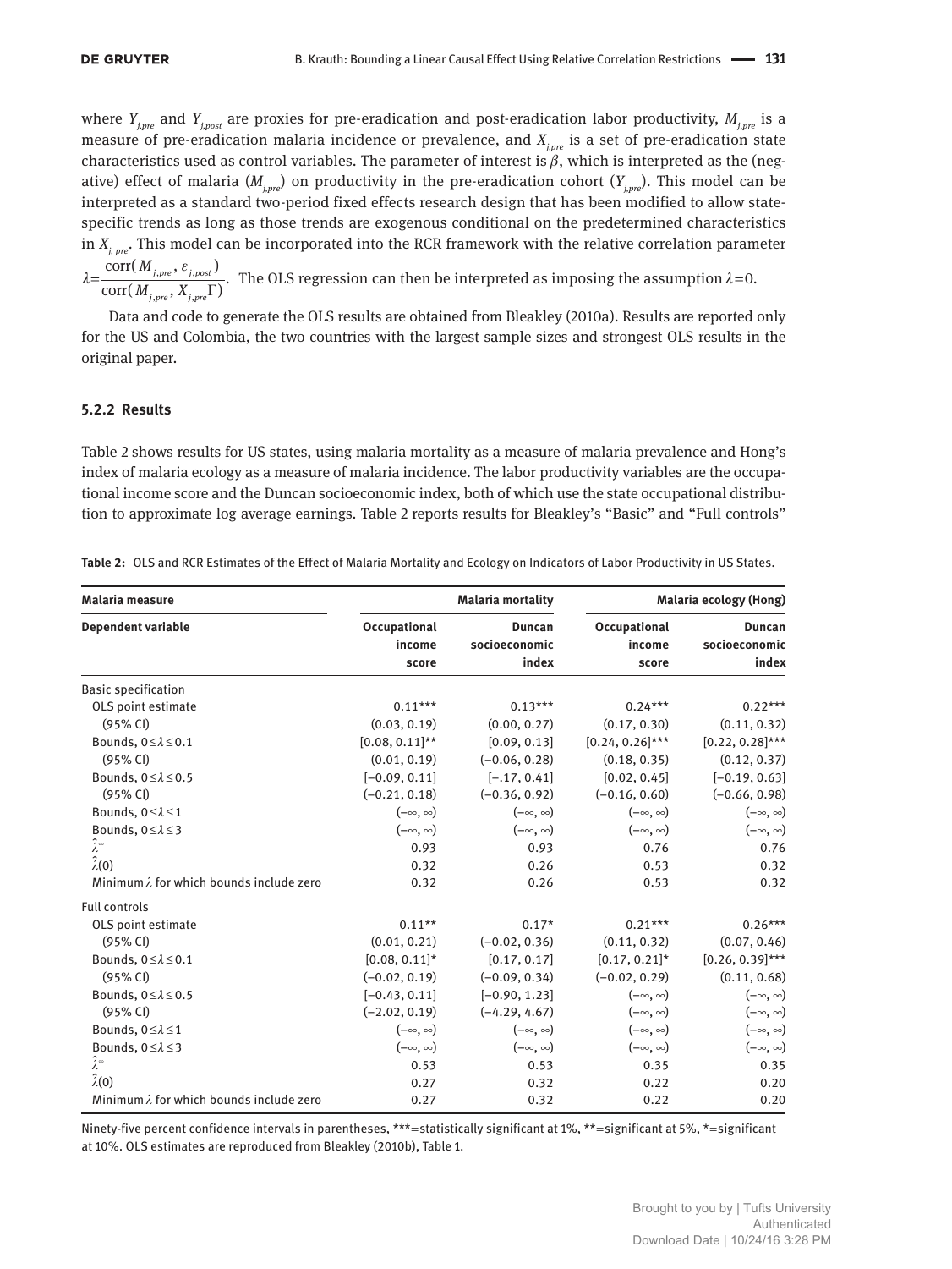where $Y_{j,pre}$ and $Y_{j,post}$ are proxies for pre-eradication and post-eradication labor productivity, $M_{j,pre}$ is a measure of pre-eradication malaria incidence or prevalence, and $X_{j,pre}$ is a set of pre-eradication state characteristics used as control variables. The parameter of interest is $\beta$, which is interpreted as the (negative) effect of malaria ($M_{j,pre}$) on productivity in the pre-eradication cohort ($Y_{j,pre}$). This model can be interpreted as a standard two-period fixed effects research design that has been modified to allow state-specific trends as long as those trends are exogenous conditional on the predetermined characteristics in $X_{j,pre}$. This model can be incorporated into the RCR framework with the relative correlation parameter $\lambda = \frac{\text{corr}(M_{j,pre}, \varepsilon_{j,post})}{\text{corr}(M_{j,pre}, X_{j,pre}\Gamma)}$. The OLS regression can then be interpreted as imposing the assumption $\lambda=0$.

Data and code to generate the OLS results are obtained from Bleakley (2010a). Results are reported only for the US and Colombia, the two countries with the largest sample sizes and strongest OLS results in the original paper.

### 5.2.2 Results

Table 2 shows results for US states, using malaria mortality as a measure of malaria prevalence and Hong's index of malaria ecology as a measure of malaria incidence. The labor productivity variables are the occupational income score and the Duncan socioeconomic index, both of which use the state occupational distribution to approximate log average earnings. Table 2 reports results for Bleakley's "Basic" and "Full controls"

**Table 2:** OLS and RCR Estimates of the Effect of Malaria Mortality and Ecology on Indicators of Labor Productivity in US States.

| Malaria measure | Malaria mortality | | Malaria ecology (Hong) | |
|---|---|---|---|---|
| Dependent variable | Occupational income score | Duncan socioeconomic index | Occupational income score | Duncan socioeconomic index |
| Basic specification | | | | |
| OLS point estimate | 0.11*** | 0.13*** | 0.24*** | 0.22*** |
| (95% CI) | (0.03, 0.19) | (0.00, 0.27) | (0.17, 0.30) | (0.11, 0.32) |
| Bounds, $0 \le \lambda \le 0.1$ | [0.08, 0.11]** | [0.09, 0.13] | [0.24, 0.26]*** | [0.22, 0.28]*** |
| (95% CI) | (0.01, 0.19) | (−0.06, 0.28) | (0.18, 0.35) | (0.12, 0.37) |
| Bounds, $0 \le \lambda \le 0.5$ | [−0.09, 0.11] | [−.17, 0.41] | [0.02, 0.45] | [−0.19, 0.63] |
| (95% CI) | (−0.21, 0.18) | (−0.36, 0.92) | (−0.16, 0.60) | (−0.66, 0.98) |
| Bounds, $0 \le \lambda \le 1$ | (−∞, ∞) | (−∞, ∞) | (−∞, ∞) | (−∞, ∞) |
| Bounds, $0 \le \lambda \le 3$ | (−∞, ∞) | (−∞, ∞) | (−∞, ∞) | (−∞, ∞) |
| $\hat{\lambda}^{\infty}$ | 0.93 | 0.93 | 0.76 | 0.76 |
| $\hat{\lambda}(0)$ | 0.32 | 0.26 | 0.53 | 0.32 |
| Minimum $\lambda$ for which bounds include zero | 0.32 | 0.26 | 0.53 | 0.32 |
| Full controls | | | | |
| OLS point estimate | 0.11** | 0.17* | 0.21*** | 0.26*** |
| (95% CI) | (0.01, 0.21) | (−0.02, 0.36) | (0.11, 0.32) | (0.07, 0.46) |
| Bounds, $0 \le \lambda \le 0.1$ | [0.08, 0.11]* | [0.17, 0.17] | [0.17, 0.21]* | [0.26, 0.39]*** |
| (95% CI) | (−0.02, 0.19) | (−0.09, 0.34) | (−0.02, 0.29) | (0.11, 0.68) |
| Bounds, $0 \le \lambda \le 0.5$ | [−0.43, 0.11] | [−0.90, 1.23] | (−∞, ∞) | (−∞, ∞) |
| (95% CI) | (−2.02, 0.19) | (−4.29, 4.67) | (−∞, ∞) | (−∞, ∞) |
| Bounds, $0 \le \lambda \le 1$ | (−∞, ∞) | (−∞, ∞) | (−∞, ∞) | (−∞, ∞) |
| Bounds, $0 \le \lambda \le 3$ | (−∞, ∞) | (−∞, ∞) | (−∞, ∞) | (−∞, ∞) |
| $\hat{\lambda}^{\infty}$ | 0.53 | 0.53 | 0.35 | 0.35 |
| $\hat{\lambda}(0)$ | 0.27 | 0.32 | 0.22 | 0.20 |
| Minimum $\lambda$ for which bounds include zero | 0.27 | 0.32 | 0.22 | 0.20 |

Ninety-five percent confidence intervals in parentheses, ***=statistically significant at 1%, **=significant at 5%, *=significant at 10%. OLS estimates are reproduced from Bleakley (2010b), Table 1.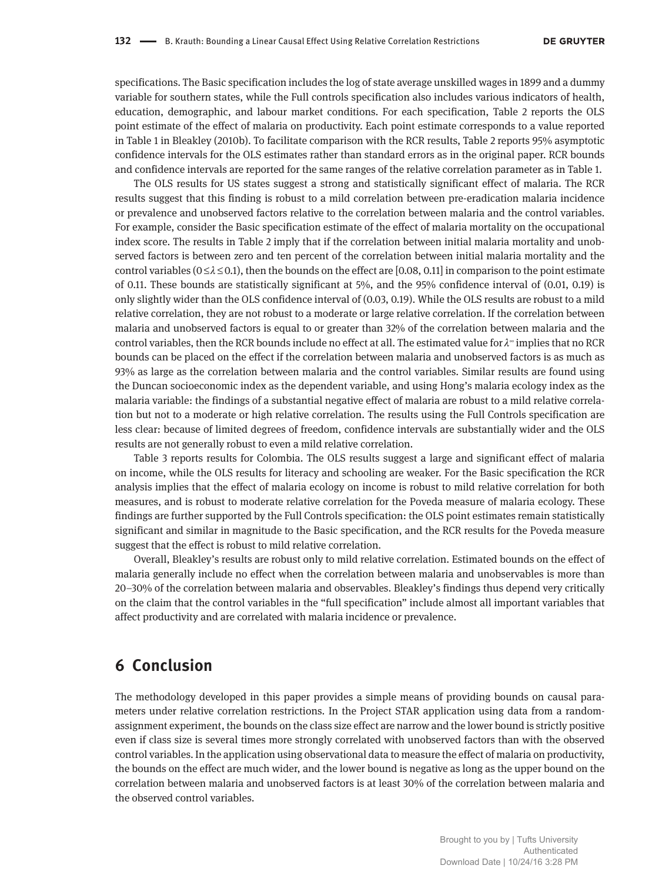specifications. The Basic specification includes the log of state average unskilled wages in 1899 and a dummy variable for southern states, while the Full controls specification also includes various indicators of health, education, demographic, and labour market conditions. For each specification, Table 2 reports the OLS point estimate of the effect of malaria on productivity. Each point estimate corresponds to a value reported in Table 1 in Bleakley (2010b). To facilitate comparison with the RCR results, Table 2 reports 95% asymptotic confidence intervals for the OLS estimates rather than standard errors as in the original paper. RCR bounds and confidence intervals are reported for the same ranges of the relative correlation parameter as in Table 1.

The OLS results for US states suggest a strong and statistically significant effect of malaria. The RCR results suggest that this finding is robust to a mild correlation between pre-eradication malaria incidence or prevalence and unobserved factors relative to the correlation between malaria and the control variables. For example, consider the Basic specification estimate of the effect of malaria mortality on the occupational index score. The results in Table 2 imply that if the correlation between initial malaria mortality and unobserved factors is between zero and ten percent of the correlation between initial malaria mortality and the control variables ($0 \leq \lambda \leq 0.1$), then the bounds on the effect are [0.08, 0.11] in comparison to the point estimate of 0.11. These bounds are statistically significant at 5%, and the 95% confidence interval of (0.01, 0.19) is only slightly wider than the OLS confidence interval of (0.03, 0.19). While the OLS results are robust to a mild relative correlation, they are not robust to a moderate or large relative correlation. If the correlation between malaria and unobserved factors is equal to or greater than 32% of the correlation between malaria and the control variables, then the RCR bounds include no effect at all. The estimated value for $\lambda^{\infty}$ implies that no RCR bounds can be placed on the effect if the correlation between malaria and unobserved factors is as much as 93% as large as the correlation between malaria and the control variables. Similar results are found using the Duncan socioeconomic index as the dependent variable, and using Hong's malaria ecology index as the malaria variable: the findings of a substantial negative effect of malaria are robust to a mild relative correlation but not to a moderate or high relative correlation. The results using the Full Controls specification are less clear: because of limited degrees of freedom, confidence intervals are substantially wider and the OLS results are not generally robust to even a mild relative correlation.

Table 3 reports results for Colombia. The OLS results suggest a large and significant effect of malaria on income, while the OLS results for literacy and schooling are weaker. For the Basic specification the RCR analysis implies that the effect of malaria ecology on income is robust to mild relative correlation for both measures, and is robust to moderate relative correlation for the Poveda measure of malaria ecology. These findings are further supported by the Full Controls specification: the OLS point estimates remain statistically significant and similar in magnitude to the Basic specification, and the RCR results for the Poveda measure suggest that the effect is robust to mild relative correlation.

Overall, Bleakley's results are robust only to mild relative correlation. Estimated bounds on the effect of malaria generally include no effect when the correlation between malaria and unobservables is more than 20–30% of the correlation between malaria and observables. Bleakley's findings thus depend very critically on the claim that the control variables in the "full specification" include almost all important variables that affect productivity and are correlated with malaria incidence or prevalence.

## 6 Conclusion

The methodology developed in this paper provides a simple means of providing bounds on causal parameters under relative correlation restrictions. In the Project STAR application using data from a random-assignment experiment, the bounds on the class size effect are narrow and the lower bound is strictly positive even if class size is several times more strongly correlated with unobserved factors than with the observed control variables. In the application using observational data to measure the effect of malaria on productivity, the bounds on the effect are much wider, and the lower bound is negative as long as the upper bound on the correlation between malaria and unobserved factors is at least 30% of the correlation between malaria and the observed control variables.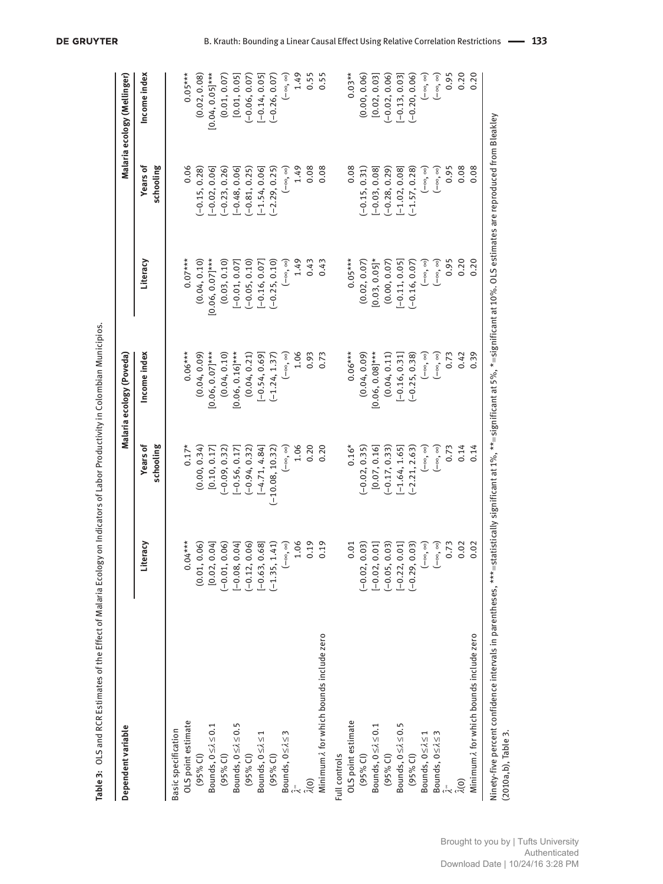**Table 3:** OLS and RCR Estimates of the Effect of Malaria Ecology on Indicators of Labor Productivity in Colombian Municipios.

| Dependent variable | Malaria ecology (Poveda) | | | Malaria ecology (Mellinger) | | |
|---|---|---|---|---|---|---|
| | Literacy | Years of schooling | Income index | Literacy | Years of schooling | Income index |
| Basic specification | | | | | | |
| OLS point estimate | 0.04*** | 0.17* | 0.06*** | 0.07*** | 0.06 | 0.05*** |
| (95% CI) | (0.01, 0.06) | (0.00, 0.34) | (0.04, 0.09) | (0.04, 0.10) | (−0.15, 0.28) | (0.02, 0.08) |
| Bounds, $0 \leq \lambda \leq 0.1$ | [0.02, 0.04] | [0.10, 0.17] | [0.06, 0.07]*** | [0.06, 0.07]*** | [−0.02, 0.06] | [0.04, 0.05]*** |
| (95% CI) | (−0.01, 0.06) | (−0.09, 0.32) | (0.04, 0.10) | (0.03, 0.10) | (−0.23, 0.26) | (0.01, 0.07) |
| Bounds, $0 \leq \lambda \leq 0.5$ | [−0.08, 0.04] | [−0.56, 0.17] | [0.06, 0.16]*** | [−0.01, 0.07] | [−0.48, 0.06] | [0.01, 0.05] |
| (95% CI) | (−0.12, 0.06) | (−0.94, 0.32) | (0.04, 0.21) | (−0.05, 0.10) | (−0.81, 0.25) | (−0.06, 0.07) |
| Bounds, $0 \leq \lambda \leq 1$ | [−0.63, 0.68] | [−4.71, 4.84] | [−0.54, 0.69] | [−0.16, 0.07] | [−1.54, 0.06] | [−0.14, 0.05] |
| (95% CI) | (−1.35, 1.41) | (−10.08, 10.32) | (−1.24, 1.37) | (−0.25, 0.10) | (−2.29, 0.25) | (−0.26, 0.07) |
| Bounds, $0 \leq \lambda \leq 3$ | $(-\infty, \infty)$ | $(-\infty, \infty)$ | $(-\infty, \infty)$ | $(-\infty, \infty)$ | $(-\infty, \infty)$ | $(-\infty, \infty)$ |
| $\hat{\lambda}^{\infty}$ | 1.06 | 1.06 | 1.06 | 1.49 | 1.49 | 1.49 |
| $\hat{\lambda}(0)$ | 0.19 | 0.20 | 0.93 | 0.43 | 0.08 | 0.55 |
| Minimum $\lambda$ for which bounds include zero | 0.19 | 0.20 | 0.73 | 0.43 | 0.08 | 0.55 |
| Full controls | | | | | | |
| OLS point estimate | 0.01 | 0.16* | 0.06*** | 0.05*** | 0.08 | 0.03** |
| (95% CI) | (−0.02, 0.03) | (−0.02, 0.35) | (0.04, 0.09) | (0.02, 0.07) | (−0.15, 0.31) | (0.00, 0.06) |
| Bounds, $0 \leq \lambda \leq 0.1$ | [−0.02, 0.01] | [0.07, 0.16] | [0.06, 0.08]*** | [0.03, 0.05]* | [−0.03, 0.08] | [0.02, 0.03] |
| (95% CI) | (−0.05, 0.03) | (−0.17, 0.33) | (0.04, 0.11) | (0.00, 0.07) | (−0.28, 0.29) | (−0.02, 0.06) |
| Bounds, $0 \leq \lambda \leq 0.5$ | [−0.22, 0.01] | [−1.64, 1.65] | [−0.16, 0.31] | [−0.11, 0.05] | [−1.02, 0.08] | [−0.13, 0.03] |
| (95% CI) | (−0.29, 0.03) | (−2.21, 2.63) | (−0.25, 0.38) | (−0.16, 0.07) | (−1.57, 0.28) | (−0.20, 0.06) |
| Bounds, $0 \leq \lambda \leq 1$ | $(-\infty, \infty)$ | $(-\infty, \infty)$ | $(-\infty, \infty)$ | $(-\infty, \infty)$ | $(-\infty, \infty)$ | $(-\infty, \infty)$ |
| Bounds, $0 \leq \lambda \leq 3$ | $(-\infty, \infty)$ | $(-\infty, \infty)$ | $(-\infty, \infty)$ | $(-\infty, \infty)$ | $(-\infty, \infty)$ | $(-\infty, \infty)$ |
| $\hat{\lambda}^{\infty}$ | 0.73 | 0.73 | 0.73 | 0.95 | 0.95 | 0.95 |
| $\hat{\lambda}(0)$ | 0.02 | 0.14 | 0.42 | 0.20 | 0.08 | 0.20 |
| Minimum $\lambda$ for which bounds include zero | 0.02 | 0.14 | 0.39 | 0.20 | 0.08 | 0.20 |

Ninety-five percent confidence intervals in parentheses, ***=statistically significant at 1%, **=significant at 5%, *=significant at 10%. OLS estimates are reproduced from Bleakley (2010a,b), Table 3.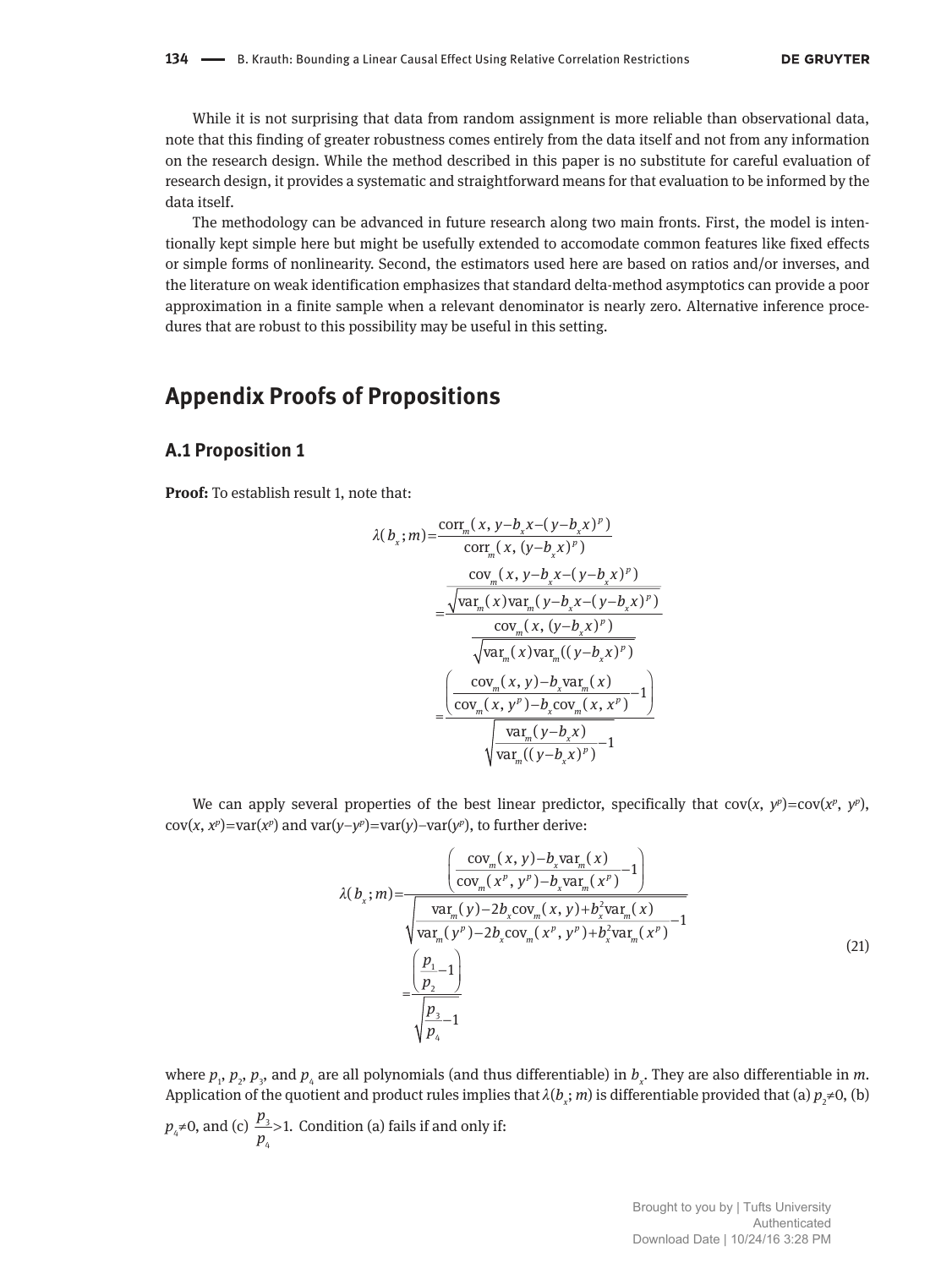While it is not surprising that data from random assignment is more reliable than observational data, note that this finding of greater robustness comes entirely from the data itself and not from any information on the research design. While the method described in this paper is no substitute for careful evaluation of research design, it provides a systematic and straightforward means for that evaluation to be informed by the data itself.

The methodology can be advanced in future research along two main fronts. First, the model is intentionally kept simple here but might be usefully extended to accomodate common features like fixed effects or simple forms of nonlinearity. Second, the estimators used here are based on ratios and/or inverses, and the literature on weak identification emphasizes that standard delta-method asymptotics can provide a poor approximation in a finite sample when a relevant denominator is nearly zero. Alternative inference procedures that are robust to this possibility may be useful in this setting.

## Appendix Proofs of Propositions

### A.1 Proposition 1

**Proof:** To establish result 1, note that:

$$\lambda(b_x;m)=\frac{\text{corr}_m(x,\, y-b_x x-(y-b_x x)^p)}{\text{corr}_m(x,\,(y-b_x x)^p)}$$
$$=\frac{\dfrac{\text{cov}_m(x,\, y-b_x x-(y-b_x x)^p)}{\sqrt{\text{var}_m(x)\text{var}_m(y-b_x x-(y-b_x x)^p)}}}{\dfrac{\text{cov}_m(x,\,(y-b_x x)^p)}{\sqrt{\text{var}_m(x)\text{var}_m((y-b_x x)^p)}}}$$
$$=\frac{\left(\dfrac{\text{cov}_m(x,y)-b_x\text{var}_m(x)}{\text{cov}_m(x,y^p)-b_x\text{cov}_m(x,x^p)}-1\right)}{\sqrt{\dfrac{\text{var}_m(y-b_x x)}{\text{var}_m((y-b_x x)^p)}-1}}$$

We can apply several properties of the best linear predictor, specifically that $\text{cov}(x, y^p)=\text{cov}(x^p, y^p)$, $\text{cov}(x, x^p)=\text{var}(x^p)$ and $\text{var}(y-y^p)=\text{var}(y)-\text{var}(y^p)$, to further derive:

$$\lambda(b_x;m)=\frac{\left(\dfrac{\text{cov}_m(x,y)-b_x\text{var}_m(x)}{\text{cov}_m(x^p,y^p)-b_x\text{var}_m(x^p)}-1\right)}{\sqrt{\dfrac{\text{var}_m(y)-2b_x\text{cov}_m(x,y)+b_x^2\text{var}_m(x)}{\text{var}_m(y^p)-2b_x\text{cov}_m(x^p,y^p)+b_x^2\text{var}_m(x^p)}-1}}$$
$$=\frac{\left(\dfrac{p_1}{p_2}-1\right)}{\sqrt{\dfrac{p_3}{p_4}-1}} \tag{21}$$

where $p_1$, $p_2$, $p_3$, and $p_4$ are all polynomials (and thus differentiable) in $b_x$. They are also differentiable in $m$. Application of the quotient and product rules implies that $\lambda(b_x; m)$ is differentiable provided that (a) $p_2\neq 0$, (b) $p_4\neq 0$, and (c) $\dfrac{p_3}{p_4}>1$. Condition (a) fails if and only if: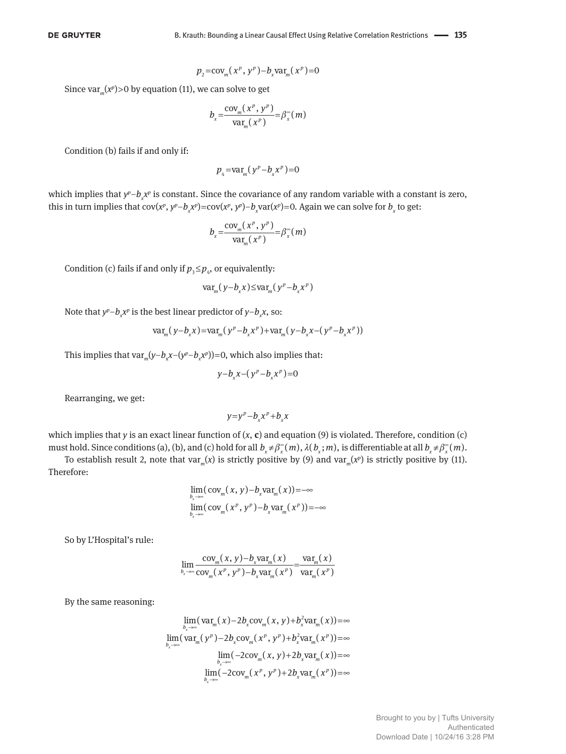$$p_2 = \text{cov}_m(x^p, y^p) - b_x \text{var}_m(x^p) = 0$$

Since $\text{var}_m(x^p) > 0$ by equation (11), we can solve to get

$$b_x = \frac{\text{cov}_m(x^p, y^p)}{\text{var}_m(x^p)} = \beta_x^{\infty}(m)$$

Condition (b) fails if and only if:

$$p_4 = \text{var}_m(y^p - b_x x^p) = 0$$

which implies that $y^p - b_x x^p$ is constant. Since the covariance of any random variable with a constant is zero, this in turn implies that $\text{cov}(x^p, y^p - b_x x^p) = \text{cov}(x^p, y^p) - b_x \text{var}(x^p) = 0$. Again we can solve for $b_x$ to get:

$$b_x = \frac{\text{cov}_m(x^p, y^p)}{\text{var}_m(x^p)} = \beta_x^{\infty}(m)$$

Condition (c) fails if and only if $p_3 \leq p_4$, or equivalently:

$$\text{var}_m(y - b_x x) \leq \text{var}_m(y^p - b_x x^p)$$

Note that $y^p - b_x x^p$ is the best linear predictor of $y - b_x x$, so:

$$\text{var}_m(y - b_x x) = \text{var}_m(y^p - b_x x^p) + \text{var}_m(y - b_x x - (y^p - b_x x^p))$$

This implies that $\text{var}_m(y - b_x x - (y^p - b_x x^p)) = 0$, which also implies that:

$$y - b_x x - (y^p - b_x x^p) = 0$$

Rearranging, we get:

$$y = y^p - b_x x^p + b_x x$$

which implies that $y$ is an exact linear function of $(x, \mathbf{c})$ and equation (9) is violated. Therefore, condition (c) must hold. Since conditions (a), (b), and (c) hold for all $b_x \neq \beta_x^{\infty}(m)$, $\lambda(b_x; m)$, is differentiable at all $b_x \neq \beta_x^{\infty}(m)$.

To establish result 2, note that $\text{var}_m(x)$ is strictly positive by (9) and $\text{var}_m(x^p)$ is strictly positive by (11). Therefore:

$$\lim_{b_x \to \infty} (\text{cov}_m(x, y) - b_x \text{var}_m(x)) = -\infty$$
$$\lim_{b_x \to \infty} (\text{cov}_m(x^p, y^p) - b_x \text{var}_m(x^p)) = -\infty$$

So by L'Hospital's rule:

$$\lim_{b_x \to \infty} \frac{\text{cov}_m(x, y) - b_x \text{var}_m(x)}{\text{cov}_m(x^p, y^p) - b_x \text{var}_m(x^p)} = \frac{\text{var}_m(x)}{\text{var}_m(x^p)}$$

By the same reasoning:

$$\lim_{b_x \to \infty} (\text{var}_m(x) - 2b_x \text{cov}_m(x, y) + b_x^2 \text{var}_m(x)) = \infty$$
$$\lim_{b_x \to \infty} (\text{var}_m(y^p) - 2b_x \text{cov}_m(x^p, y^p) + b_x^2 \text{var}_m(x^p)) = \infty$$
$$\lim_{b_x \to \infty} (-2\text{cov}_m(x, y) + 2b_x \text{var}_m(x)) = \infty$$
$$\lim_{b_x \to \infty} (-2\text{cov}_m(x^p, y^p) + 2b_x \text{var}_m(x^p)) = \infty$$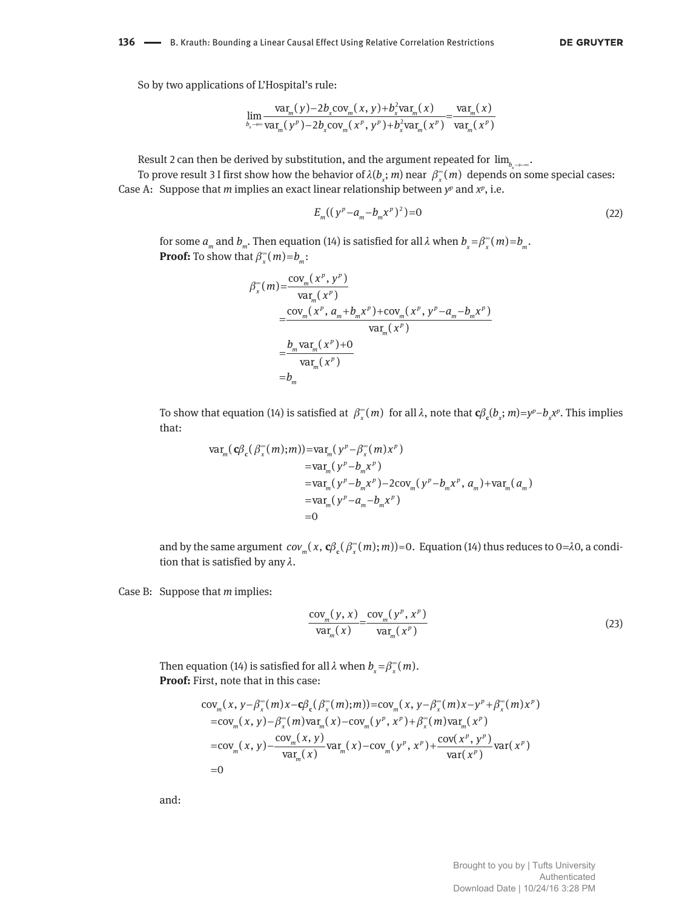So by two applications of L'Hospital's rule:

$$\lim_{b_x \to \infty} \frac{\text{var}_m(y) - 2b_x \text{cov}_m(x, y) + b_x^2 \text{var}_m(x)}{\text{var}_m(y^p) - 2b_x \text{cov}_m(x^p, y^p) + b_x^2 \text{var}_m(x^p)} = \frac{\text{var}_m(x)}{\text{var}_m(x^p)}$$

Result 2 can then be derived by substitution, and the argument repeated for $\lim_{b_x \to -\infty}$.

To prove result 3 I first show how the behavior of $\lambda(b_x; m)$ near $\beta_x^\infty(m)$ depends on some special cases:

Case A: Suppose that $m$ implies an exact linear relationship between $y^p$ and $x^p$, i.e.

$$E_m((y^p - a_m - b_m x^p)^2) = 0 \tag{22}$$

for some $a_m$ and $b_m$. Then equation (14) is satisfied for all $\lambda$ when $b_x = \beta_x^\infty(m) = b_m$.

**Proof:** To show that $\beta_x^\infty(m) = b_m$:

$$\begin{aligned}
\beta_x^\infty(m) &= \frac{\text{cov}_m(x^p, y^p)}{\text{var}_m(x^p)} \\
&= \frac{\text{cov}_m(x^p, a_m + b_m x^p) + \text{cov}_m(x^p, y^p - a_m - b_m x^p)}{\text{var}_m(x^p)} \\
&= \frac{b_m \text{var}_m(x^p) + 0}{\text{var}_m(x^p)} \\
&= b_m
\end{aligned}$$

To show that equation (14) is satisfied at $\beta_x^\infty(m)$ for all $\lambda$, note that $\mathbf{c}\beta_\mathbf{c}(b_x; m) = y^p - b_x x^p$. This implies that:

$$\begin{aligned}
\text{var}_m(\mathbf{c}\beta_\mathbf{c}(\beta_x^\infty(m); m)) &= \text{var}_m(y^p - \beta_x^\infty(m) x^p) \\
&= \text{var}_m(y^p - b_m x^p) \\
&= \text{var}_m(y^p - b_m x^p) - 2\text{cov}_m(y^p - b_m x^p, a_m) + \text{var}_m(a_m) \\
&= \text{var}_m(y^p - a_m - b_m x^p) \\
&= 0
\end{aligned}$$

and by the same argument $cov_m(x, \mathbf{c}\beta_\mathbf{c}(\beta_x^\infty(m); m)) = 0$. Equation (14) thus reduces to $0 = \lambda 0$, a condition that is satisfied by any $\lambda$.

Case B: Suppose that $m$ implies:

$$\frac{\text{cov}_m(y, x)}{\text{var}_m(x)} = \frac{\text{cov}_m(y^p, x^p)}{\text{var}_m(x^p)} \tag{23}$$

Then equation (14) is satisfied for all $\lambda$ when $b_x = \beta_x^\infty(m)$.

**Proof:** First, note that in this case:

$$\begin{aligned}
&\text{cov}_m(x, y - \beta_x^\infty(m)x - \mathbf{c}\beta_\mathbf{c}(\beta_x^\infty(m); m)) = \text{cov}_m(x, y - \beta_x^\infty(m)x - y^p + \beta_x^\infty(m)x^p) \\
&= \text{cov}_m(x, y) - \beta_x^\infty(m)\text{var}_m(x) - \text{cov}_m(y^p, x^p) + \beta_x^\infty(m)\text{var}_m(x^p) \\
&= \text{cov}_m(x, y) - \frac{\text{cov}_m(x, y)}{\text{var}_m(x)}\text{var}_m(x) - \text{cov}_m(y^p, x^p) + \frac{\text{cov}(x^p, y^p)}{\text{var}(x^p)}\text{var}(x^p) \\
&= 0
\end{aligned}$$

and: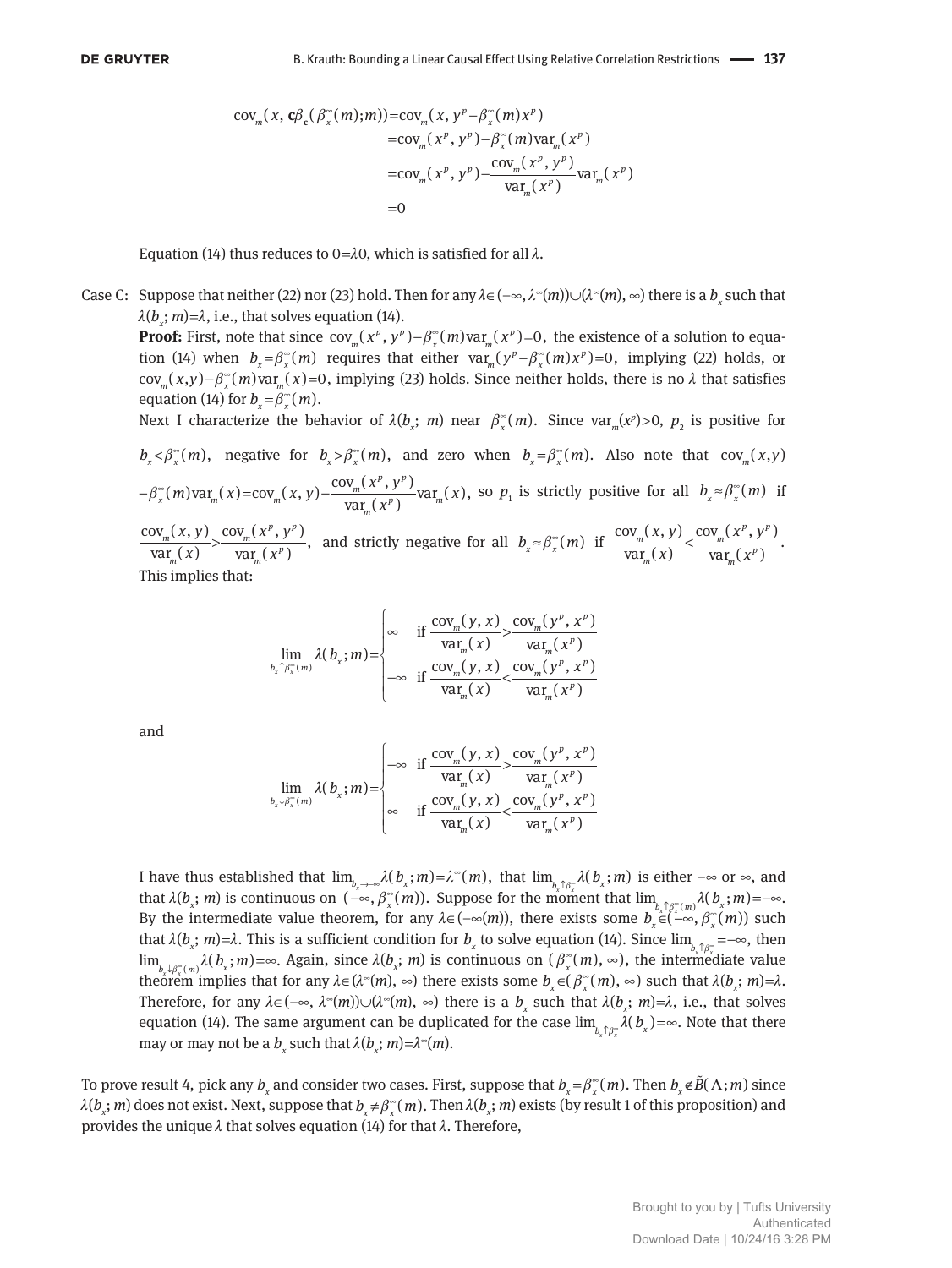$$
\begin{aligned}
\text{cov}_m(x, \mathbf{c}\beta_{\mathbf{c}}(\beta_x^\infty(m);m)) &= \text{cov}_m(x, y^p - \beta_x^\infty(m)x^p) \\
&= \text{cov}_m(x^p, y^p) - \beta_x^\infty(m)\text{var}_m(x^p) \\
&= \text{cov}_m(x^p, y^p) - \frac{\text{cov}_m(x^p, y^p)}{\text{var}_m(x^p)}\text{var}_m(x^p) \\
&= 0
\end{aligned}
$$

Equation (14) thus reduces to $0 = \lambda 0$, which is satisfied for all $\lambda$.

Case C: Suppose that neither (22) nor (23) hold. Then for any $\lambda \in (-\infty, \lambda^\infty(m)) \cup (\lambda^\infty(m), \infty)$ there is a $b_x$ such that $\lambda(b_x; m) = \lambda$, i.e., that solves equation (14).

**Proof:** First, note that since $\text{cov}_m(x^p, y^p) - \beta_x^\infty(m)\text{var}_m(x^p) = 0$, the existence of a solution to equation (14) when $b_x = \beta_x^\infty(m)$ requires that either $\text{var}_m(y^p - \beta_x^\infty(m)x^p) = 0$, implying (22) holds, or $\text{cov}_m(x, y) - \beta_x^\infty(m)\text{var}_m(x) = 0$, implying (23) holds. Since neither holds, there is no $\lambda$ that satisfies equation (14) for $b_x = \beta_x^\infty(m)$.

Next I characterize the behavior of $\lambda(b_x; m)$ near $\beta_x^\infty(m)$. Since $\text{var}_m(x^p) > 0$, $p_2$ is positive for $b_x < \beta_x^\infty(m)$, negative for $b_x > \beta_x^\infty(m)$, and zero when $b_x = \beta_x^\infty(m)$. Also note that $\text{cov}_m(x, y) - \beta_x^\infty(m)\text{var}_m(x) = \text{cov}_m(x, y) - \frac{\text{cov}_m(x^p, y^p)}{\text{var}_m(x^p)}\text{var}_m(x)$, so $p_1$ is strictly positive for all $b_x \approx \beta_x^\infty(m)$ if $\frac{\text{cov}_m(x, y)}{\text{var}_m(x)} > \frac{\text{cov}_m(x^p, y^p)}{\text{var}_m(x^p)}$, and strictly negative for all $b_x \approx \beta_x^\infty(m)$ if $\frac{\text{cov}_m(x, y)}{\text{var}_m(x)} < \frac{\text{cov}_m(x^p, y^p)}{\text{var}_m(x^p)}$. This implies that:

$$
\lim_{b_x \uparrow \beta_x^\infty(m)} \lambda(b_x; m) = \begin{cases} \infty & \text{if } \frac{\text{cov}_m(y, x)}{\text{var}_m(x)} > \frac{\text{cov}_m(y^p, x^p)}{\text{var}_m(x^p)} \\ -\infty & \text{if } \frac{\text{cov}_m(y, x)}{\text{var}_m(x)} < \frac{\text{cov}_m(y^p, x^p)}{\text{var}_m(x^p)} \end{cases}
$$

and

$$
\lim_{b_x \downarrow \beta_x^\infty(m)} \lambda(b_x; m) = \begin{cases} -\infty & \text{if } \frac{\text{cov}_m(y, x)}{\text{var}_m(x)} > \frac{\text{cov}_m(y^p, x^p)}{\text{var}_m(x^p)} \\ \infty & \text{if } \frac{\text{cov}_m(y, x)}{\text{var}_m(x)} < \frac{\text{cov}_m(y^p, x^p)}{\text{var}_m(x^p)} \end{cases}
$$

I have thus established that $\lim_{b_x \to -\infty} \lambda(b_x; m) = \lambda^\infty(m)$, that $\lim_{b_x \uparrow \beta_x^\infty} \lambda(b_x; m)$ is either $-\infty$ or $\infty$, and that $\lambda(b_x; m)$ is continuous on $(-\infty, \beta_x^\infty(m))$. Suppose for the moment that $\lim_{b_x \uparrow \beta_x^\infty(m)} \lambda(b_x; m) = -\infty$. By the intermediate value theorem, for any $\lambda \in (-\infty(m))$, there exists some $b_x \in (-\infty, \beta_x^\infty(m))$ such that $\lambda(b_x; m) = \lambda$. This is a sufficient condition for $b_x$ to solve equation (14). Since $\lim_{b_x \uparrow \beta_x^\infty} = -\infty$, then $\lim_{b_x \downarrow \beta_x^\infty(m)} \lambda(b_x; m) = \infty$. Again, since $\lambda(b_x; m)$ is continuous on $(\beta_x^\infty(m), \infty)$, the intermediate value theorem implies that for any $\lambda \in (\lambda^\infty(m), \infty)$ there exists some $b_x \in (\beta_x^\infty(m), \infty)$ such that $\lambda(b_x; m) = \lambda$. Therefore, for any $\lambda \in (-\infty, \lambda^\infty(m)) \cup (\lambda^\infty(m), \infty)$ there is a $b_x$ such that $\lambda(b_x; m) = \lambda$, i.e., that solves equation (14). The same argument can be duplicated for the case $\lim_{b_x \uparrow \beta_x^\infty} \lambda(b_x) = \infty$. Note that there may or may not be a $b_x$ such that $\lambda(b_x; m) = \lambda^\infty(m)$.

To prove result 4, pick any $b_x$ and consider two cases. First, suppose that $b_x = \beta_x^\infty(m)$. Then $b_x \notin \tilde{B}(\Lambda; m)$ since $\lambda(b_x; m)$ does not exist. Next, suppose that $b_x \neq \beta_x^\infty(m)$. Then $\lambda(b_x; m)$ exists (by result 1 of this proposition) and provides the unique $\lambda$ that solves equation (14) for that $\lambda$. Therefore,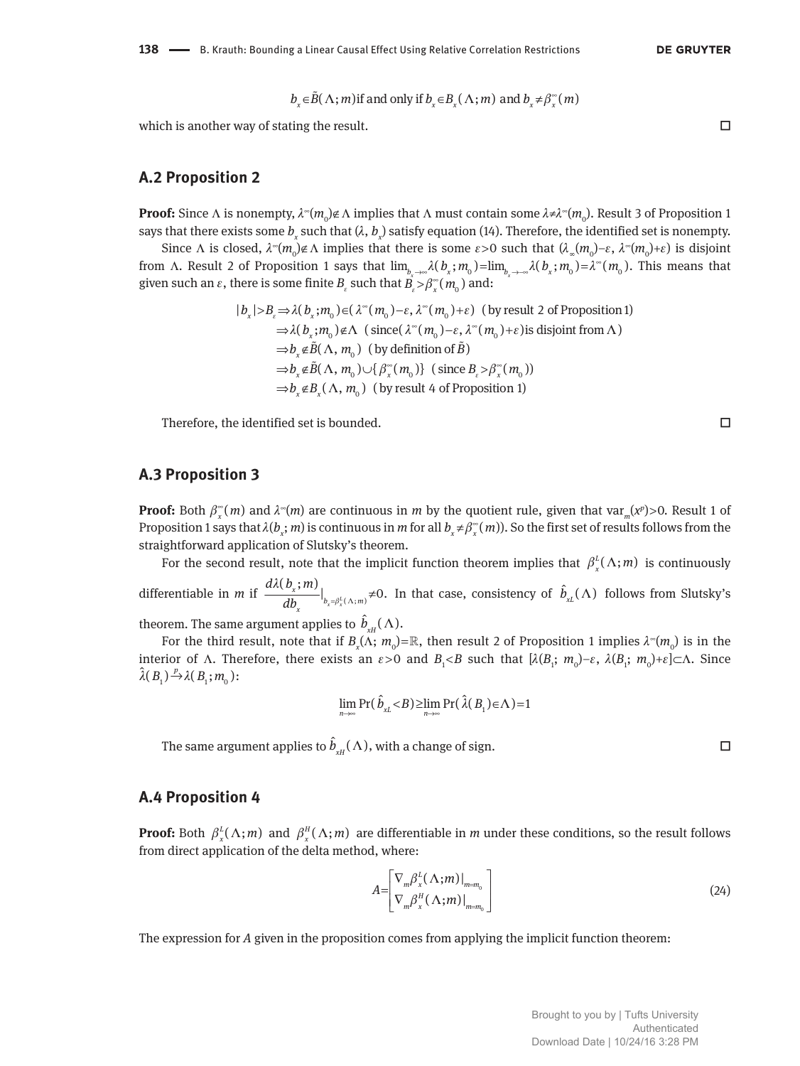$$b_x \in \tilde{B}(\Lambda; m) \text{if and only if } b_x \in B_x(\Lambda; m) \text{ and } b_x \neq \beta_x^\infty(m)$$

which is another way of stating the result. □

## A.2 Proposition 2

**Proof:** Since $\Lambda$ is nonempty, $\lambda^\infty(m_0) \notin \Lambda$ implies that $\Lambda$ must contain some $\lambda \neq \lambda^\infty(m_0)$. Result 3 of Proposition 1 says that there exists some $b_x$ such that $(\lambda, b_x)$ satisfy equation (14). Therefore, the identified set is nonempty.

Since $\Lambda$ is closed, $\lambda^\infty(m_0) \notin \Lambda$ implies that there is some $\varepsilon > 0$ such that $(\lambda_\infty(m_0) - \varepsilon, \lambda^\infty(m_0) + \varepsilon)$ is disjoint from $\Lambda$. Result 2 of Proposition 1 says that $\lim_{b_x \to \infty} \lambda(b_x; m_0) = \lim_{b_x \to -\infty} \lambda(b_x; m_0) = \lambda^\infty(m_0)$. This means that given such an $\varepsilon$, there is some finite $B_\varepsilon$ such that $B_\varepsilon > \beta_x^\infty(m_0)$ and:

$$
\begin{aligned}
|b_x| > B_\varepsilon &\Rightarrow \lambda(b_x; m_0) \in (\lambda^\infty(m_0) - \varepsilon, \lambda^\infty(m_0) + \varepsilon) \;\; \text{(by result 2 of Proposition 1)} \\
&\Rightarrow \lambda(b_x; m_0) \notin \Lambda \;\; \text{(since} (\lambda^\infty(m_0) - \varepsilon, \lambda^\infty(m_0) + \varepsilon) \text{is disjoint from } \Lambda) \\
&\Rightarrow b_x \notin \tilde{B}(\Lambda, m_0) \;\; \text{(by definition of } \tilde{B}) \\
&\Rightarrow b_x \notin \tilde{B}(\Lambda, m_0) \cup \{\beta_x^\infty(m_0)\} \;\; \text{(since } B_\varepsilon > \beta_x^\infty(m_0)) \\
&\Rightarrow b_x \notin B_x(\Lambda, m_0) \;\; \text{(by result 4 of Proposition 1)}
\end{aligned}
$$

Therefore, the identified set is bounded. □

## A.3 Proposition 3

**Proof:** Both $\beta_x^\infty(m)$ and $\lambda^\infty(m)$ are continuous in $m$ by the quotient rule, given that $\text{var}_m(x^p) > 0$. Result 1 of Proposition 1 says that $\lambda(b_x; m)$ is continuous in $m$ for all $b_x \neq \beta_x^\infty(m)$). So the first set of results follows from the straightforward application of Slutsky's theorem.

For the second result, note that the implicit function theorem implies that $\beta_x^L(\Lambda; m)$ is continuously differentiable in $m$ if $\frac{d\lambda(b_x; m)}{db_x}\Big|_{b_x = \beta_x^L(\Lambda; m)} \neq 0$. In that case, consistency of $\hat{b}_{xL}(\Lambda)$ follows from Slutsky's theorem. The same argument applies to $\hat{b}_{xH}(\Lambda)$.

For the third result, note that if $B_x(\Lambda; m_0) = \mathbb{R}$, then result 2 of Proposition 1 implies $\lambda^\infty(m_0)$ is in the interior of $\Lambda$. Therefore, there exists an $\varepsilon > 0$ and $B_1 < B$ such that $[\lambda(B_1; m_0) - \varepsilon, \lambda(B_1; m_0) + \varepsilon] \subset \Lambda$. Since $\hat{\lambda}(B_1) \xrightarrow{p} \lambda(B_1; m_0)$:

$$\lim_{n \to \infty} \Pr(\hat{b}_{xL} < B) \geq \lim_{n \to \infty} \Pr(\hat{\lambda}(B_1) \in \Lambda) = 1$$

The same argument applies to $\hat{b}_{xH}(\Lambda)$, with a change of sign. □

## A.4 Proposition 4

**Proof:** Both $\beta_x^L(\Lambda; m)$ and $\beta_x^H(\Lambda; m)$ are differentiable in $m$ under these conditions, so the result follows from direct application of the delta method, where:

$$A = \begin{bmatrix} \nabla_m \beta_x^L(\Lambda; m)|_{m=m_0} \\ \nabla_m \beta_x^H(\Lambda; m)|_{m=m_0} \end{bmatrix} \tag{24}$$

The expression for $A$ given in the proposition comes from applying the implicit function theorem: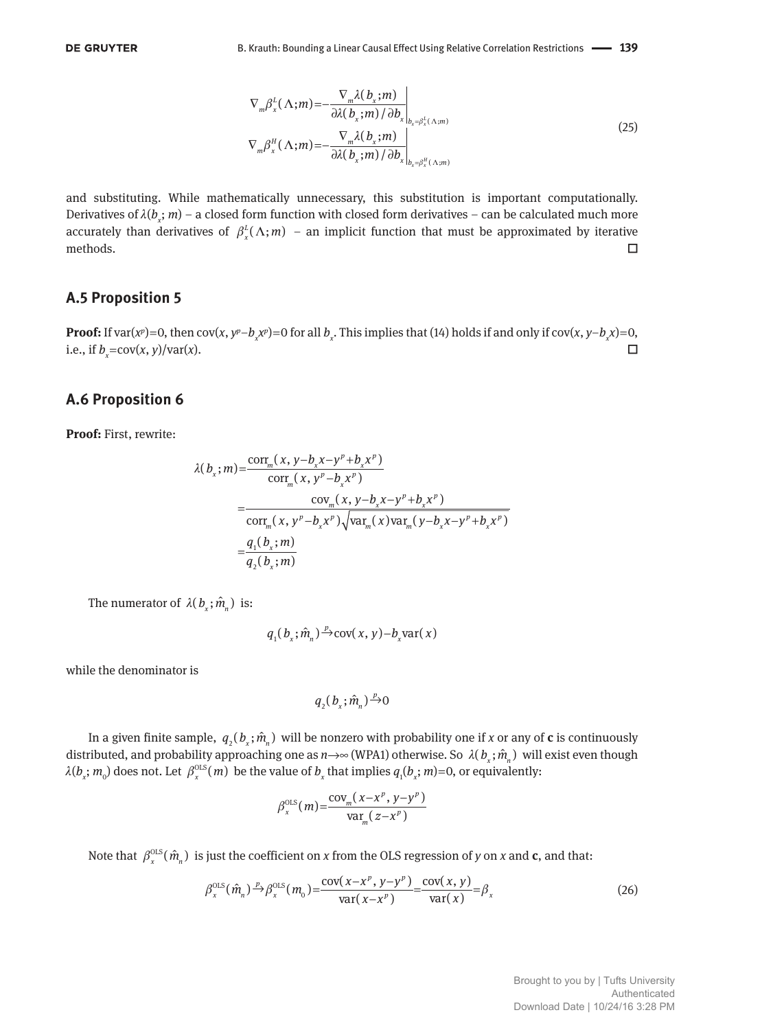$$\nabla_m \beta_x^L(\Lambda;m) = -\frac{\nabla_m \lambda(b_x;m)}{\partial\lambda(b_x;m)/\partial b_x}\Bigg|_{b_x=\beta_x^L(\Lambda;m)}$$
$$\nabla_m \beta_x^H(\Lambda;m) = -\frac{\nabla_m \lambda(b_x;m)}{\partial\lambda(b_x;m)/\partial b_x}\Bigg|_{b_x=\beta_x^H(\Lambda;m)} \tag{25}$$

and substituting. While mathematically unnecessary, this substitution is important computationally. Derivatives of $\lambda(b_x; m)$ – a closed form function with closed form derivatives – can be calculated much more accurately than derivatives of $\beta_x^L(\Lambda;m)$ – an implicit function that must be approximated by iterative methods. □

## A.5 Proposition 5

**Proof:** If var($x^p$)=0, then cov($x$, $y^p - b_x x^p$)=0 for all $b_x$. This implies that (14) holds if and only if cov($x$, $y - b_x x$)=0, i.e., if $b_x$=cov($x$, $y$)/var($x$). □

## A.6 Proposition 6

**Proof:** First, rewrite:

$$\begin{aligned}
\lambda(b_x;m) &= \frac{\text{corr}_m(x,\, y - b_x x - y^p + b_x x^p)}{\text{corr}_m(x,\, y^p - b_x x^p)} \\
&= \frac{\text{cov}_m(x,\, y - b_x x - y^p + b_x x^p)}{\text{corr}_m(x,\, y^p - b_x x^p)\sqrt{\text{var}_m(x)\text{var}_m(y - b_x x - y^p + b_x x^p)}} \\
&= \frac{q_1(b_x;m)}{q_2(b_x;m)}
\end{aligned}$$

The numerator of $\lambda(b_x;\hat{m}_n)$ is:

$$q_1(b_x;\hat{m}_n) \xrightarrow{p} \text{cov}(x,y) - b_x \text{var}(x)$$

while the denominator is

$$q_2(b_x;\hat{m}_n) \xrightarrow{p} 0$$

In a given finite sample, $q_2(b_x;\hat{m}_n)$ will be nonzero with probability one if $x$ or any of **c** is continuously distributed, and probability approaching one as $n \to \infty$ (WPA1) otherwise. So $\lambda(b_x;\hat{m}_n)$ will exist even though $\lambda(b_x; m_0)$ does not. Let $\beta_x^{\text{OLS}}(m)$ be the value of $b_x$ that implies $q_1(b_x; m)$=0, or equivalently:

$$\beta_x^{\text{OLS}}(m) = \frac{\text{cov}_m(x - x^p,\, y - y^p)}{\text{var}_m(z - x^p)}$$

Note that $\beta_x^{\text{OLS}}(\hat{m}_n)$ is just the coefficient on $x$ from the OLS regression of $y$ on $x$ and **c**, and that:

$$\beta_x^{\text{OLS}}(\hat{m}_n) \xrightarrow{p} \beta_x^{\text{OLS}}(m_0) = \frac{\text{cov}(x - x^p,\, y - y^p)}{\text{var}(x - x^p)} = \frac{\text{cov}(x,y)}{\text{var}(x)} = \beta_x \tag{26}$$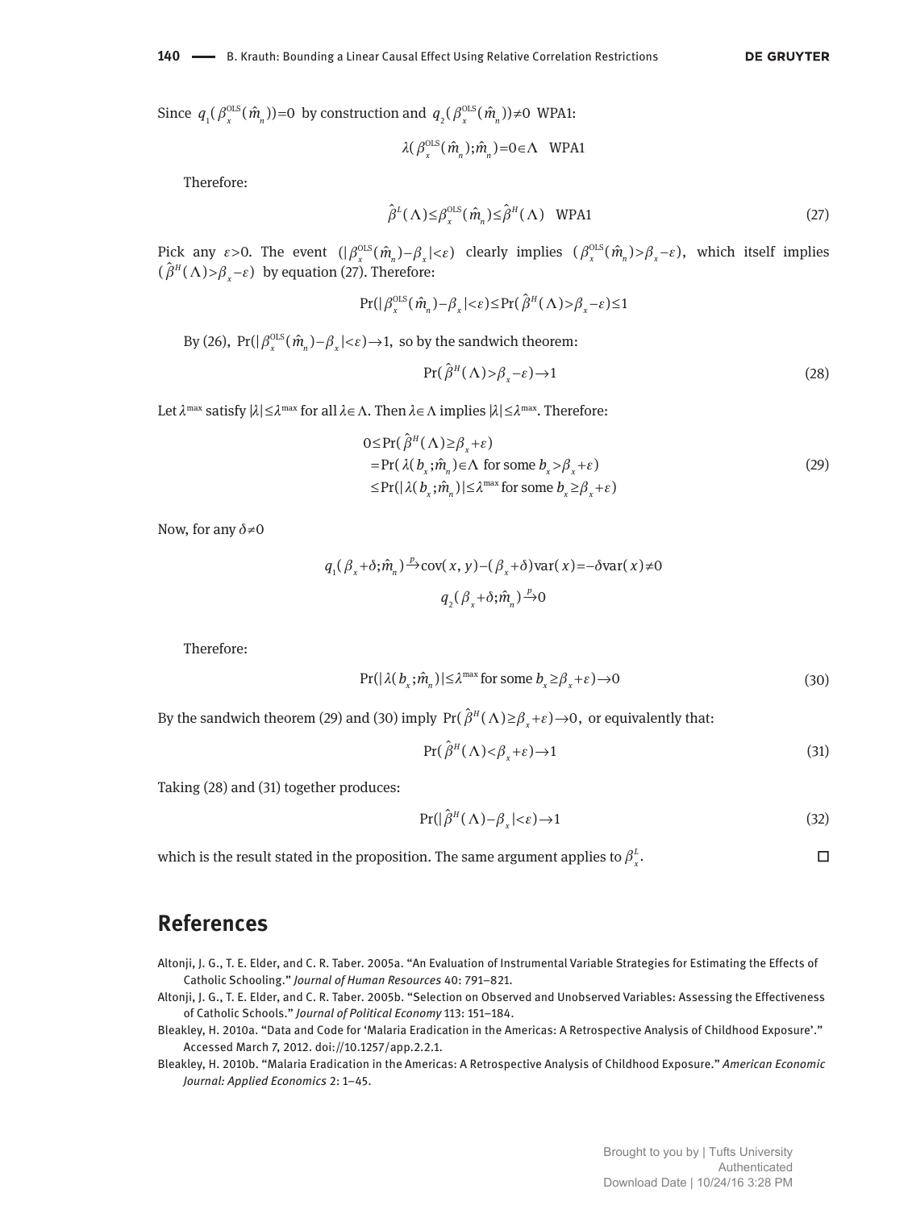Since $q_1(\beta_x^{\text{OLS}}(\hat{m}_n))=0$ by construction and $q_2(\beta_x^{\text{OLS}}(\hat{m}_n))\neq 0$ WPA1:

$$\lambda(\beta_x^{\text{OLS}}(\hat{m}_n);\hat{m}_n)=0\in\Lambda \quad \text{WPA1}$$

Therefore:

$$\hat{\beta}^L(\Lambda)\leq\beta_x^{\text{OLS}}(\hat{m}_n)\leq\hat{\beta}^H(\Lambda) \quad \text{WPA1} \tag{27}$$

Pick any $\varepsilon>0$. The event $(|\beta_x^{\text{OLS}}(\hat{m}_n)-\beta_x|<\varepsilon)$ clearly implies $(\beta_x^{\text{OLS}}(\hat{m}_n)>\beta_x-\varepsilon)$, which itself implies $(\hat{\beta}^H(\Lambda)>\beta_x-\varepsilon)$ by equation (27). Therefore:

$$\Pr(|\beta_x^{\text{OLS}}(\hat{m}_n)-\beta_x|<\varepsilon)\leq\Pr(\hat{\beta}^H(\Lambda)>\beta_x-\varepsilon)\leq 1$$

By (26), $\Pr(|\beta_x^{\text{OLS}}(\hat{m}_n)-\beta_x|<\varepsilon)\to 1$, so by the sandwich theorem:

$$\Pr(\hat{\beta}^H(\Lambda)>\beta_x-\varepsilon)\to 1 \tag{28}$$

Let $\lambda^{\max}$ satisfy $|\lambda|\leq\lambda^{\max}$ for all $\lambda\in\Lambda$. Then $\lambda\in\Lambda$ implies $|\lambda|\leq\lambda^{\max}$. Therefore:

$$\begin{aligned}
0&\leq\Pr(\hat{\beta}^H(\Lambda)\geq\beta_x+\varepsilon)\\
&=\Pr(\lambda(b_x;\hat{m}_n)\in\Lambda \text{ for some } b_x>\beta_x+\varepsilon)\\
&\leq\Pr(|\lambda(b_x;\hat{m}_n)|\leq\lambda^{\max} \text{ for some } b_x\geq\beta_x+\varepsilon)
\end{aligned} \tag{29}$$

Now, for any $\delta\neq 0$

$$q_1(\beta_x+\delta;\hat{m}_n)\xrightarrow{p}\text{cov}(x,y)-(\beta_x+\delta)\text{var}(x)=-\delta\text{var}(x)\neq 0$$

$$q_2(\beta_x+\delta;\hat{m}_n)\xrightarrow{p}0$$

Therefore:

$$\Pr(|\lambda(b_x;\hat{m}_n)|\leq\lambda^{\max} \text{ for some } b_x\geq\beta_x+\varepsilon)\to 0 \tag{30}$$

By the sandwich theorem (29) and (30) imply $\Pr(\hat{\beta}^H(\Lambda)\geq\beta_x+\varepsilon)\to 0$, or equivalently that:

$$\Pr(\hat{\beta}^H(\Lambda)<\beta_x+\varepsilon)\to 1 \tag{31}$$

Taking (28) and (31) together produces:

$$\Pr(|\hat{\beta}^H(\Lambda)-\beta_x|<\varepsilon)\to 1 \tag{32}$$

which is the result stated in the proposition. The same argument applies to $\beta_x^L$. □

## References

Altonji, J. G., T. E. Elder, and C. R. Taber. 2005a. "An Evaluation of Instrumental Variable Strategies for Estimating the Effects of Catholic Schooling." *Journal of Human Resources* 40: 791–821.

Altonji, J. G., T. E. Elder, and C. R. Taber. 2005b. "Selection on Observed and Unobserved Variables: Assessing the Effectiveness of Catholic Schools." *Journal of Political Economy* 113: 151–184.

Bleakley, H. 2010a. "Data and Code for 'Malaria Eradication in the Americas: A Retrospective Analysis of Childhood Exposure'." Accessed March 7, 2012. doi://10.1257/app.2.2.1.

Bleakley, H. 2010b. "Malaria Eradication in the Americas: A Retrospective Analysis of Childhood Exposure." *American Economic Journal: Applied Economics* 2: 1–45.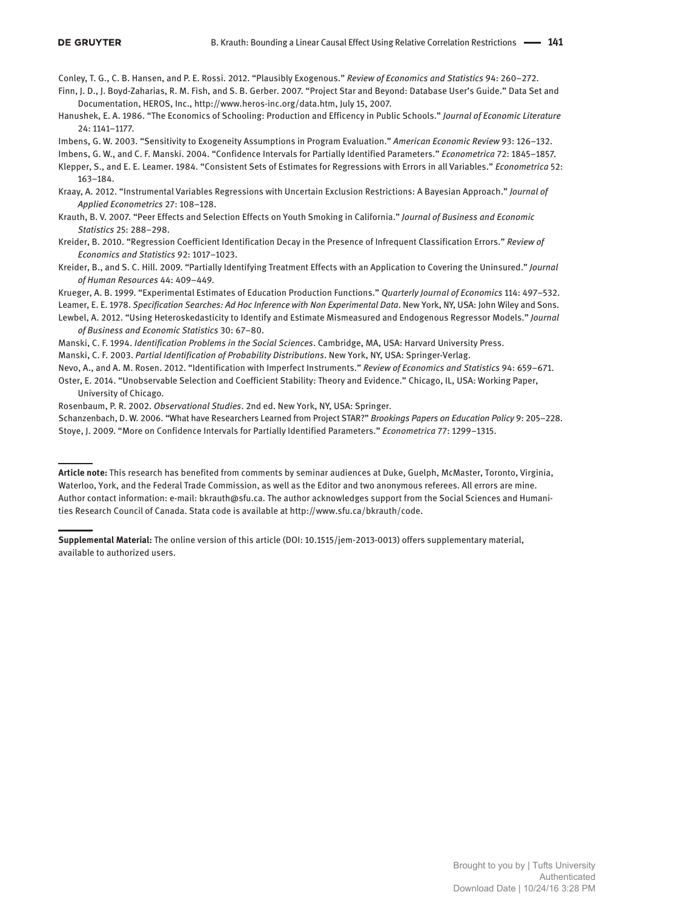Conley, T. G., C. B. Hansen, and P. E. Rossi. 2012. "Plausibly Exogenous." *Review of Economics and Statistics* 94: 260–272.

Finn, J. D., J. Boyd-Zaharias, R. M. Fish, and S. B. Gerber. 2007. "Project Star and Beyond: Database User's Guide." Data Set and Documentation, HEROS, Inc., http://www.heros-inc.org/data.htm, July 15, 2007.

Hanushek, E. A. 1986. "The Economics of Schooling: Production and Efficency in Public Schools." *Journal of Economic Literature* 24: 1141–1177.

Imbens, G. W. 2003. "Sensitivity to Exogeneity Assumptions in Program Evaluation." *American Economic Review* 93: 126–132.

Imbens, G. W., and C. F. Manski. 2004. "Confidence Intervals for Partially Identified Parameters." *Econometrica* 72: 1845–1857.

Klepper, S., and E. E. Leamer. 1984. "Consistent Sets of Estimates for Regressions with Errors in all Variables." *Econometrica* 52: 163–184.

Kraay, A. 2012. "Instrumental Variables Regressions with Uncertain Exclusion Restrictions: A Bayesian Approach." *Journal of Applied Econometrics* 27: 108–128.

Krauth, B. V. 2007. "Peer Effects and Selection Effects on Youth Smoking in California." *Journal of Business and Economic Statistics* 25: 288–298.

Kreider, B. 2010. "Regression Coefficient Identification Decay in the Presence of Infrequent Classification Errors." *Review of Economics and Statistics* 92: 1017–1023.

Kreider, B., and S. C. Hill. 2009. "Partially Identifying Treatment Effects with an Application to Covering the Uninsured." *Journal of Human Resources* 44: 409–449.

Krueger, A. B. 1999. "Experimental Estimates of Education Production Functions." *Quarterly Journal of Economics* 114: 497–532.

Leamer, E. E. 1978. *Specification Searches: Ad Hoc Inference with Non Experimental Data*. New York, NY, USA: John Wiley and Sons.

Lewbel, A. 2012. "Using Heteroskedasticity to Identify and Estimate Mismeasured and Endogenous Regressor Models." *Journal of Business and Economic Statistics* 30: 67–80.

Manski, C. F. 1994. *Identification Problems in the Social Sciences*. Cambridge, MA, USA: Harvard University Press.

Manski, C. F. 2003. *Partial Identification of Probability Distributions*. New York, NY, USA: Springer-Verlag.

Nevo, A., and A. M. Rosen. 2012. "Identification with Imperfect Instruments." *Review of Economics and Statistics* 94: 659–671.

Oster, E. 2014. "Unobservable Selection and Coefficient Stability: Theory and Evidence." Chicago, IL, USA: Working Paper, University of Chicago.

Rosenbaum, P. R. 2002. *Observational Studies*. 2nd ed. New York, NY, USA: Springer.

Schanzenbach, D. W. 2006. "What have Researchers Learned from Project STAR?" *Brookings Papers on Education Policy* 9: 205–228.

Stoye, J. 2009. "More on Confidence Intervals for Partially Identified Parameters." *Econometrica* 77: 1299–1315.

---

**Article note:** This research has benefited from comments by seminar audiences at Duke, Guelph, McMaster, Toronto, Virginia, Waterloo, York, and the Federal Trade Commission, as well as the Editor and two anonymous referees. All errors are mine. Author contact information: e-mail: bkrauth@sfu.ca. The author acknowledges support from the Social Sciences and Humanities Research Council of Canada. Stata code is available at http://www.sfu.ca/bkrauth/code.

---

**Supplemental Material:** The online version of this article (DOI: 10.1515/jem-2013-0013) offers supplementary material, available to authorized users.